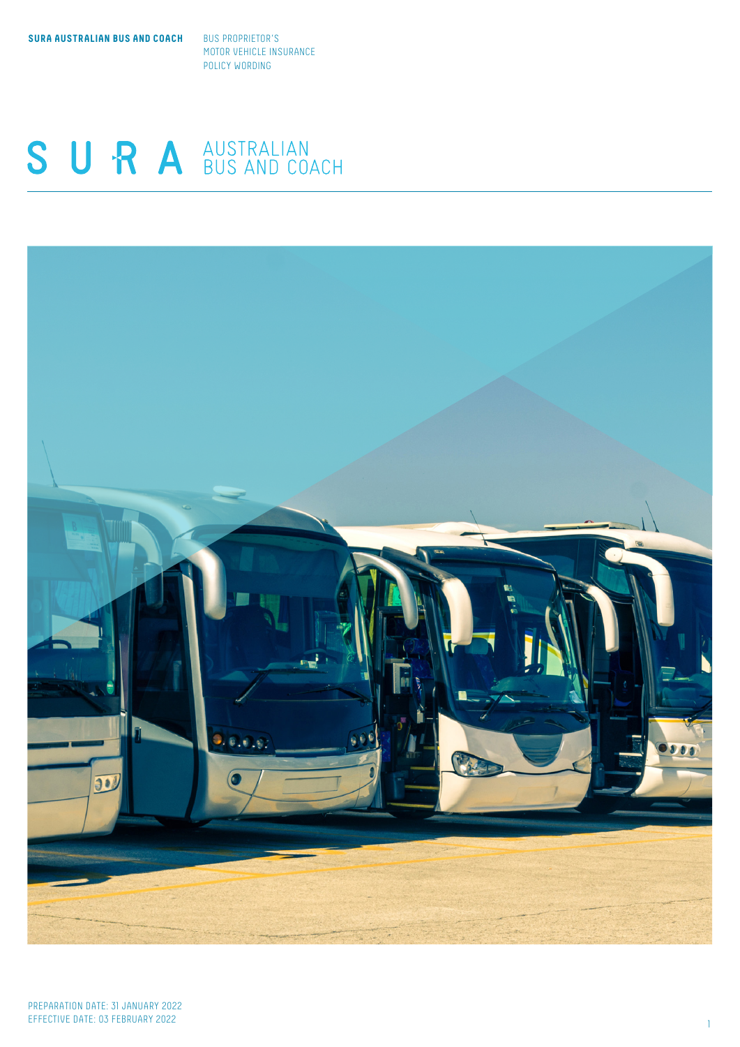**SURA AUSTRALIAN BUS AND COACH**

BUS PROPRIETOR'S
MOTOR VEHICLE INSURANCE
POLICY WORDING

# SURA AUSTRALIAN BUS AND COACH

PREPARATION DATE: 31 JANUARY 2022
EFFECTIVE DATE: 03 FEBRUARY 2022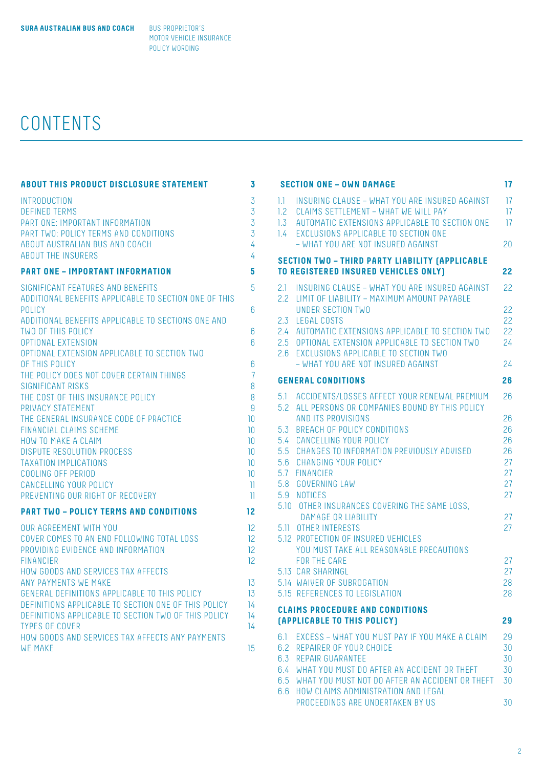# CONTENTS

| ABOUT THIS PRODUCT DISCLOSURE STATEMENT | 3 |
|---|---|
| INTRODUCTION | 3 |
| DEFINED TERMS | 3 |
| PART ONE: IMPORTANT INFORMATION | 3 |
| PART TWO: POLICY TERMS AND CONDITIONS | 3 |
| ABOUT AUSTRALIAN BUS AND COACH | 4 |
| ABOUT THE INSURERS | 4 |
| **PART ONE – IMPORTANT INFORMATION** | **5** |
| SIGNIFICANT FEATURES AND BENEFITS | 5 |
| ADDITIONAL BENEFITS APPLICABLE TO SECTION ONE OF THIS POLICY | 6 |
| ADDITIONAL BENEFITS APPLICABLE TO SECTIONS ONE AND TWO OF THIS POLICY | 6 |
| OPTIONAL EXTENSION | 6 |
| OPTIONAL EXTENSION APPLICABLE TO SECTION TWO OF THIS POLICY | 6 |
| THE POLICY DOES NOT COVER CERTAIN THINGS | 7 |
| SIGNIFICANT RISKS | 8 |
| THE COST OF THIS INSURANCE POLICY | 8 |
| PRIVACY STATEMENT | 9 |
| THE GENERAL INSURANCE CODE OF PRACTICE | 10 |
| FINANCIAL CLAIMS SCHEME | 10 |
| HOW TO MAKE A CLAIM | 10 |
| DISPUTE RESOLUTION PROCESS | 10 |
| TAXATION IMPLICATIONS | 10 |
| COOLING OFF PERIOD | 10 |
| CANCELLING YOUR POLICY | 11 |
| PREVENTING OUR RIGHT OF RECOVERY | 11 |
| **PART TWO – POLICY TERMS AND CONDITIONS** | **12** |
| OUR AGREEMENT WITH YOU | 12 |
| COVER COMES TO AN END FOLLOWING TOTAL LOSS | 12 |
| PROVIDING EVIDENCE AND INFORMATION | 12 |
| FINANCIER | 12 |
| HOW GOODS AND SERVICES TAX AFFECTS ANY PAYMENTS WE MAKE | 13 |
| GENERAL DEFINITIONS APPLICABLE TO THIS POLICY | 13 |
| DEFINITIONS APPLICABLE TO SECTION ONE OF THIS POLICY | 14 |
| DEFINITIONS APPLICABLE TO SECTION TWO OF THIS POLICY | 14 |
| TYPES OF COVER | 14 |
| HOW GOODS AND SERVICES TAX AFFECTS ANY PAYMENTS WE MAKE | 15 |
| **SECTION ONE – OWN DAMAGE** | **17** |
| 1.1 INSURING CLAUSE – WHAT YOU ARE INSURED AGAINST | 17 |
| 1.2 CLAIMS SETTLEMENT – WHAT WE WILL PAY | 17 |
| 1.3 AUTOMATIC EXTENSIONS APPLICABLE TO SECTION ONE | 17 |
| 1.4 EXCLUSIONS APPLICABLE TO SECTION ONE – WHAT YOU ARE NOT INSURED AGAINST | 20 |
| **SECTION TWO – THIRD PARTY LIABILITY (APPLICABLE TO REGISTERED INSURED VEHICLES ONLY)** | **22** |
| 2.1 INSURING CLAUSE – WHAT YOU ARE INSURED AGAINST | 22 |
| 2.2 LIMIT OF LIABILITY – MAXIMUM AMOUNT PAYABLE UNDER SECTION TWO | 22 |
| 2.3 LEGAL COSTS | 22 |
| 2.4 AUTOMATIC EXTENSIONS APPLICABLE TO SECTION TWO | 22 |
| 2.5 OPTIONAL EXTENSION APPLICABLE TO SECTION TWO | 24 |
| 2.6 EXCLUSIONS APPLICABLE TO SECTION TWO – WHAT YOU ARE NOT INSURED AGAINST | 24 |
| **GENERAL CONDITIONS** | **26** |
| 5.1 ACCIDENTS/LOSSES AFFECT YOUR RENEWAL PREMIUM | 26 |
| 5.2 ALL PERSONS OR COMPANIES BOUND BY THIS POLICY AND ITS PROVISIONS | 26 |
| 5.3 BREACH OF POLICY CONDITIONS | 26 |
| 5.4 CANCELLING YOUR POLICY | 26 |
| 5.5 CHANGES TO INFORMATION PREVIOUSLY ADVISED | 26 |
| 5.6 CHANGING YOUR POLICY | 27 |
| 5.7 FINANCIER | 27 |
| 5.8 GOVERNING LAW | 27 |
| 5.9 NOTICES | 27 |
| 5.10 OTHER INSURANCES COVERING THE SAME LOSS, DAMAGE OR LIABILITY | 27 |
| 5.11 OTHER INTERESTS | 27 |
| 5.12 PROTECTION OF INSURED VEHICLES YOU MUST TAKE ALL REASONABLE PRECAUTIONS FOR THE CARE | 27 |
| 5.13 CAR SHARINGL | 27 |
| 5.14 WAIVER OF SUBROGATION | 28 |
| 5.15 REFERENCES TO LEGISLATION | 28 |
| **CLAIMS PROCEDURE AND CONDITIONS (APPLICABLE TO THIS POLICY)** | **29** |
| 6.1 EXCESS – WHAT YOU MUST PAY IF YOU MAKE A CLAIM | 29 |
| 6.2 REPAIRER OF YOUR CHOICE | 30 |
| 6.3 REPAIR GUARANTEE | 30 |
| 6.4 WHAT YOU MUST DO AFTER AN ACCIDENT OR THEFT | 30 |
| 6.5 WHAT YOU MUST NOT DO AFTER AN ACCIDENT OR THEFT | 30 |
| 6.6 HOW CLAIMS ADMINISTRATION AND LEGAL PROCEEDINGS ARE UNDERTAKEN BY US | 30 |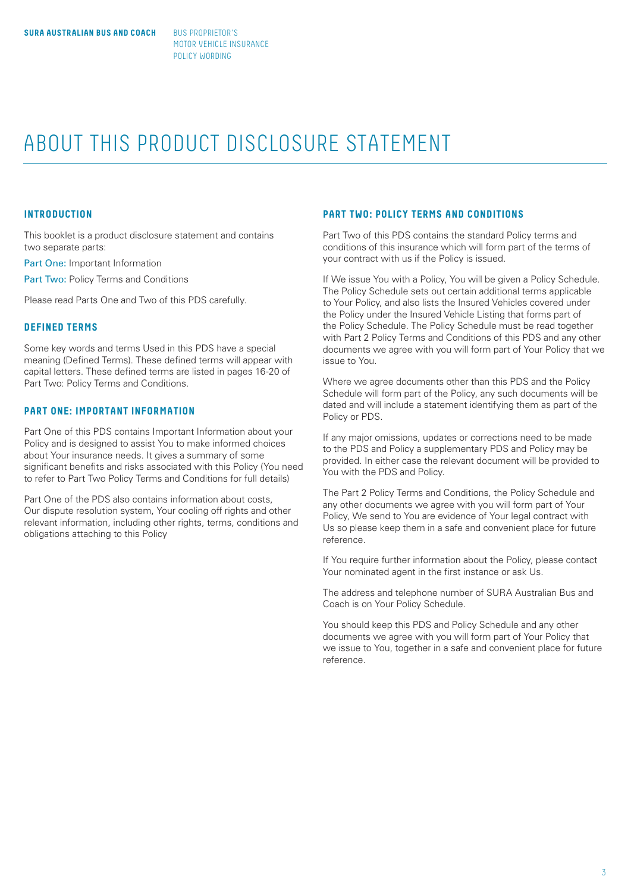# ABOUT THIS PRODUCT DISCLOSURE STATEMENT

## INTRODUCTION

This booklet is a product disclosure statement and contains two separate parts:

Part One: Important Information

Part Two: Policy Terms and Conditions

Please read Parts One and Two of this PDS carefully.

## DEFINED TERMS

Some key words and terms Used in this PDS have a special meaning (Defined Terms). These defined terms will appear with capital letters. These defined terms are listed in pages 16-20 of Part Two: Policy Terms and Conditions.

## PART ONE: IMPORTANT INFORMATION

Part One of this PDS contains Important Information about your Policy and is designed to assist You to make informed choices about Your insurance needs. It gives a summary of some significant benefits and risks associated with this Policy (You need to refer to Part Two Policy Terms and Conditions for full details)

Part One of the PDS also contains information about costs, Our dispute resolution system, Your cooling off rights and other relevant information, including other rights, terms, conditions and obligations attaching to this Policy

## PART TWO: POLICY TERMS AND CONDITIONS

Part Two of this PDS contains the standard Policy terms and conditions of this insurance which will form part of the terms of your contract with us if the Policy is issued.

If We issue You with a Policy, You will be given a Policy Schedule. The Policy Schedule sets out certain additional terms applicable to Your Policy, and also lists the Insured Vehicles covered under the Policy under the Insured Vehicle Listing that forms part of the Policy Schedule. The Policy Schedule must be read together with Part 2 Policy Terms and Conditions of this PDS and any other documents we agree with you will form part of Your Policy that we issue to You.

Where we agree documents other than this PDS and the Policy Schedule will form part of the Policy, any such documents will be dated and will include a statement identifying them as part of the Policy or PDS.

If any major omissions, updates or corrections need to be made to the PDS and Policy a supplementary PDS and Policy may be provided. In either case the relevant document will be provided to You with the PDS and Policy.

The Part 2 Policy Terms and Conditions, the Policy Schedule and any other documents we agree with you will form part of Your Policy, We send to You are evidence of Your legal contract with Us so please keep them in a safe and convenient place for future reference.

If You require further information about the Policy, please contact Your nominated agent in the first instance or ask Us.

The address and telephone number of SURA Australian Bus and Coach is on Your Policy Schedule.

You should keep this PDS and Policy Schedule and any other documents we agree with you will form part of Your Policy that we issue to You, together in a safe and convenient place for future reference.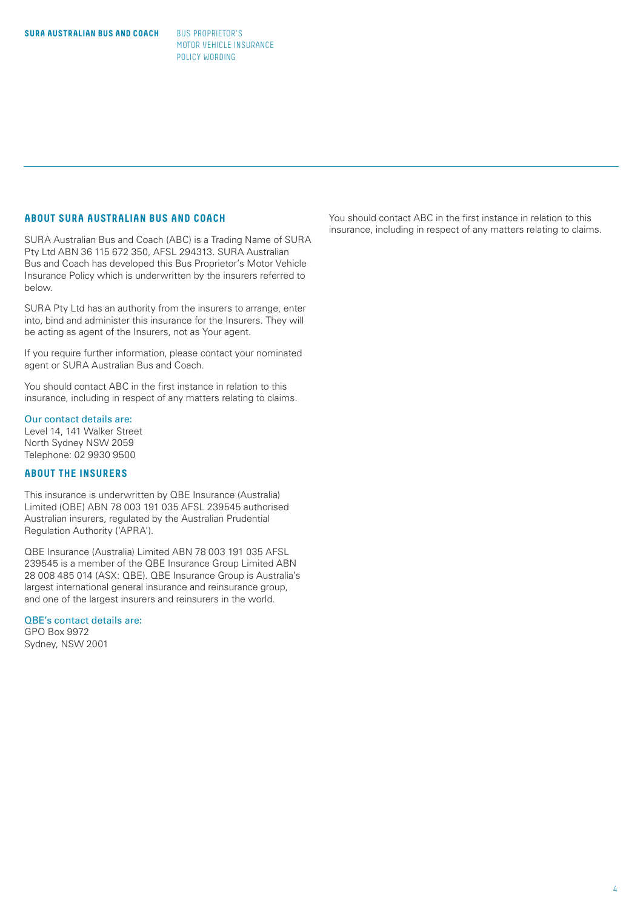## ABOUT SURA AUSTRALIAN BUS AND COACH

SURA Australian Bus and Coach (ABC) is a Trading Name of SURA Pty Ltd ABN 36 115 672 350, AFSL 294313. SURA Australian Bus and Coach has developed this Bus Proprietor's Motor Vehicle Insurance Policy which is underwritten by the insurers referred to below.

SURA Pty Ltd has an authority from the insurers to arrange, enter into, bind and administer this insurance for the Insurers. They will be acting as agent of the Insurers, not as Your agent.

If you require further information, please contact your nominated agent or SURA Australian Bus and Coach.

You should contact ABC in the first instance in relation to this insurance, including in respect of any matters relating to claims.

Our contact details are:
Level 14, 141 Walker Street
North Sydney NSW 2059
Telephone: 02 9930 9500

## ABOUT THE INSURERS

This insurance is underwritten by QBE Insurance (Australia) Limited (QBE) ABN 78 003 191 035 AFSL 239545 authorised Australian insurers, regulated by the Australian Prudential Regulation Authority ('APRA').

QBE Insurance (Australia) Limited ABN 78 003 191 035 AFSL 239545 is a member of the QBE Insurance Group Limited ABN 28 008 485 014 (ASX: QBE). QBE Insurance Group is Australia's largest international general insurance and reinsurance group, and one of the largest insurers and reinsurers in the world.

QBE's contact details are:
GPO Box 9972
Sydney, NSW 2001

You should contact ABC in the first instance in relation to this insurance, including in respect of any matters relating to claims.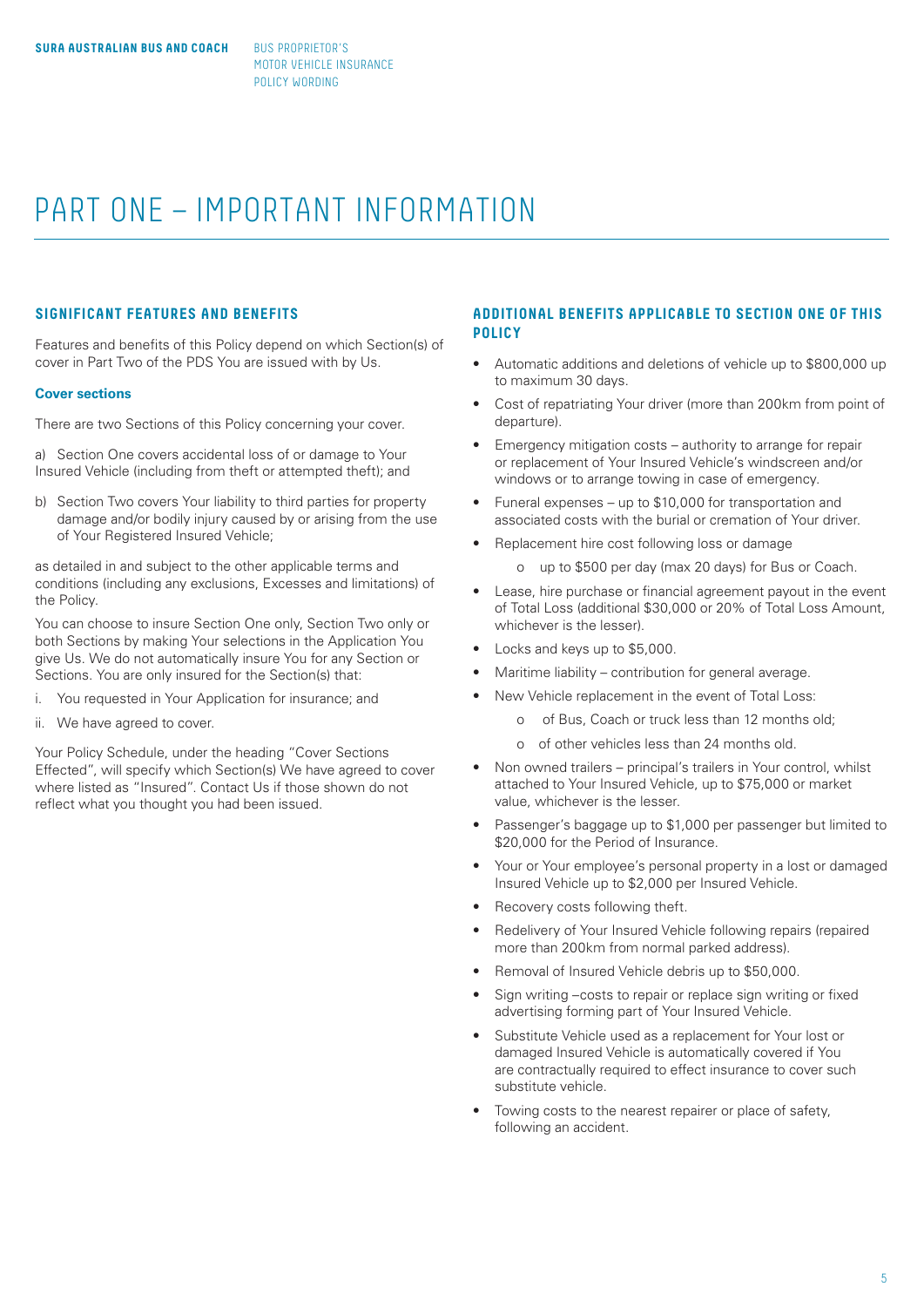# PART ONE – IMPORTANT INFORMATION

## SIGNIFICANT FEATURES AND BENEFITS

Features and benefits of this Policy depend on which Section(s) of cover in Part Two of the PDS You are issued with by Us.

### Cover sections

There are two Sections of this Policy concerning your cover.

a) Section One covers accidental loss of or damage to Your Insured Vehicle (including from theft or attempted theft); and

b) Section Two covers Your liability to third parties for property damage and/or bodily injury caused by or arising from the use of Your Registered Insured Vehicle;

as detailed in and subject to the other applicable terms and conditions (including any exclusions, Excesses and limitations) of the Policy.

You can choose to insure Section One only, Section Two only or both Sections by making Your selections in the Application You give Us. We do not automatically insure You for any Section or Sections. You are only insured for the Section(s) that:

i. You requested in Your Application for insurance; and

ii. We have agreed to cover.

Your Policy Schedule, under the heading "Cover Sections Effected", will specify which Section(s) We have agreed to cover where listed as "Insured". Contact Us if those shown do not reflect what you thought you had been issued.

## ADDITIONAL BENEFITS APPLICABLE TO SECTION ONE OF THIS POLICY

- Automatic additions and deletions of vehicle up to $800,000 up to maximum 30 days.
- Cost of repatriating Your driver (more than 200km from point of departure).
- Emergency mitigation costs – authority to arrange for repair or replacement of Your Insured Vehicle's windscreen and/or windows or to arrange towing in case of emergency.
- Funeral expenses – up to $10,000 for transportation and associated costs with the burial or cremation of Your driver.
- Replacement hire cost following loss or damage
  - up to $500 per day (max 20 days) for Bus or Coach.
- Lease, hire purchase or financial agreement payout in the event of Total Loss (additional $30,000 or 20% of Total Loss Amount, whichever is the lesser).
- Locks and keys up to $5,000.
- Maritime liability – contribution for general average.
- New Vehicle replacement in the event of Total Loss:
  - of Bus, Coach or truck less than 12 months old;
  - of other vehicles less than 24 months old.
- Non owned trailers – principal's trailers in Your control, whilst attached to Your Insured Vehicle, up to $75,000 or market value, whichever is the lesser.
- Passenger's baggage up to $1,000 per passenger but limited to $20,000 for the Period of Insurance.
- Your or Your employee's personal property in a lost or damaged Insured Vehicle up to $2,000 per Insured Vehicle.
- Recovery costs following theft.
- Redelivery of Your Insured Vehicle following repairs (repaired more than 200km from normal parked address).
- Removal of Insured Vehicle debris up to $50,000.
- Sign writing –costs to repair or replace sign writing or fixed advertising forming part of Your Insured Vehicle.
- Substitute Vehicle used as a replacement for Your lost or damaged Insured Vehicle is automatically covered if You are contractually required to effect insurance to cover such substitute vehicle.
- Towing costs to the nearest repairer or place of safety, following an accident.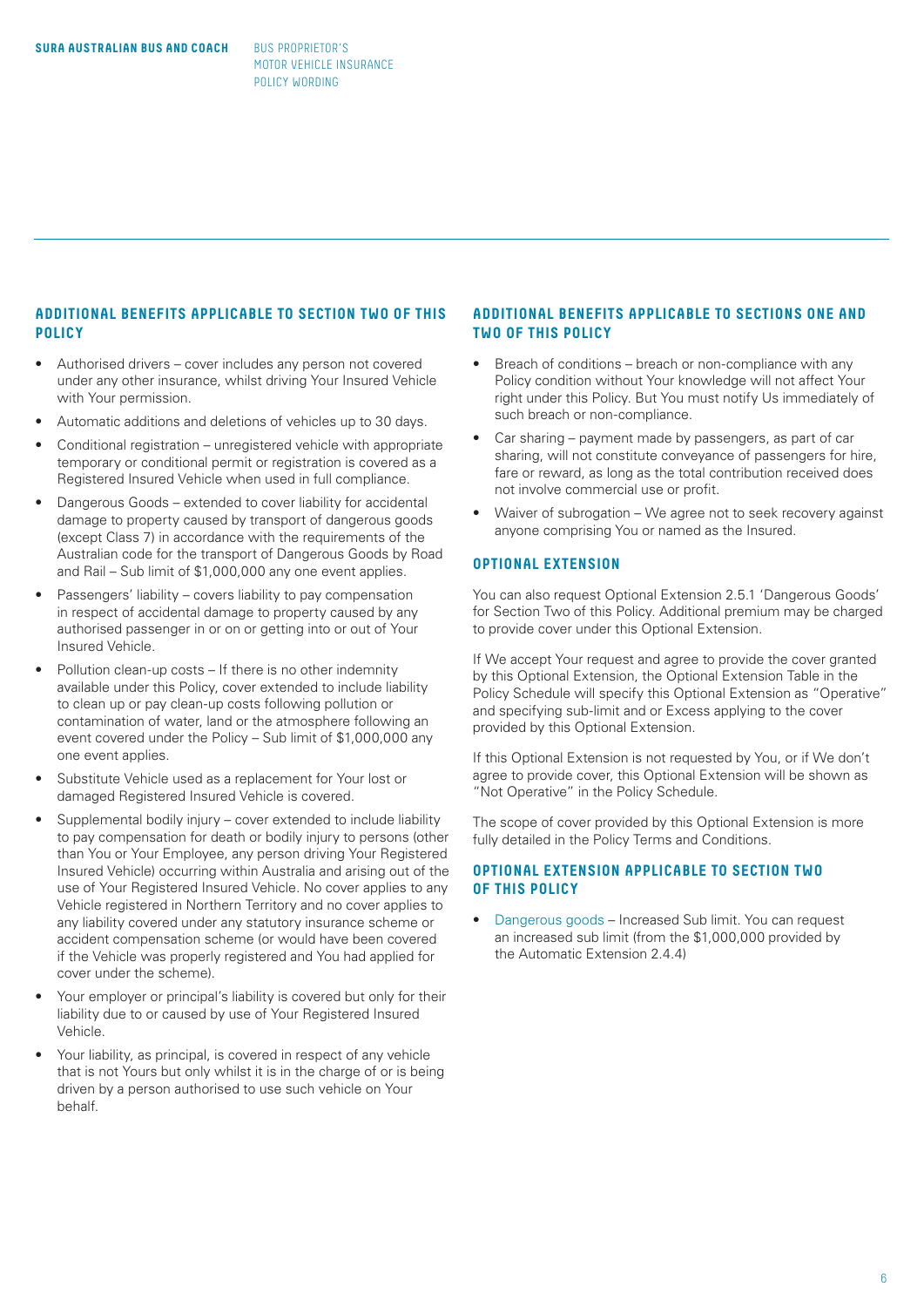## ADDITIONAL BENEFITS APPLICABLE TO SECTION TWO OF THIS POLICY

- Authorised drivers – cover includes any person not covered under any other insurance, whilst driving Your Insured Vehicle with Your permission.
- Automatic additions and deletions of vehicles up to 30 days.
- Conditional registration – unregistered vehicle with appropriate temporary or conditional permit or registration is covered as a Registered Insured Vehicle when used in full compliance.
- Dangerous Goods – extended to cover liability for accidental damage to property caused by transport of dangerous goods (except Class 7) in accordance with the requirements of the Australian code for the transport of Dangerous Goods by Road and Rail – Sub limit of $1,000,000 any one event applies.
- Passengers' liability – covers liability to pay compensation in respect of accidental damage to property caused by any authorised passenger in or on or getting into or out of Your Insured Vehicle.
- Pollution clean-up costs – If there is no other indemnity available under this Policy, cover extended to include liability to clean up or pay clean-up costs following pollution or contamination of water, land or the atmosphere following an event covered under the Policy – Sub limit of $1,000,000 any one event applies.
- Substitute Vehicle used as a replacement for Your lost or damaged Registered Insured Vehicle is covered.
- Supplemental bodily injury – cover extended to include liability to pay compensation for death or bodily injury to persons (other than You or Your Employee, any person driving Your Registered Insured Vehicle) occurring within Australia and arising out of the use of Your Registered Insured Vehicle. No cover applies to any Vehicle registered in Northern Territory and no cover applies to any liability covered under any statutory insurance scheme or accident compensation scheme (or would have been covered if the Vehicle was properly registered and You had applied for cover under the scheme).
- Your employer or principal's liability is covered but only for their liability due to or caused by use of Your Registered Insured Vehicle.
- Your liability, as principal, is covered in respect of any vehicle that is not Yours but only whilst it is in the charge of or is being driven by a person authorised to use such vehicle on Your behalf.

## ADDITIONAL BENEFITS APPLICABLE TO SECTIONS ONE AND TWO OF THIS POLICY

- Breach of conditions – breach or non-compliance with any Policy condition without Your knowledge will not affect Your right under this Policy. But You must notify Us immediately of such breach or non-compliance.
- Car sharing – payment made by passengers, as part of car sharing, will not constitute conveyance of passengers for hire, fare or reward, as long as the total contribution received does not involve commercial use or profit.
- Waiver of subrogation – We agree not to seek recovery against anyone comprising You or named as the Insured.

### OPTIONAL EXTENSION

You can also request Optional Extension 2.5.1 'Dangerous Goods' for Section Two of this Policy. Additional premium may be charged to provide cover under this Optional Extension.

If We accept Your request and agree to provide the cover granted by this Optional Extension, the Optional Extension Table in the Policy Schedule will specify this Optional Extension as "Operative" and specifying sub-limit and or Excess applying to the cover provided by this Optional Extension.

If this Optional Extension is not requested by You, or if We don't agree to provide cover, this Optional Extension will be shown as "Not Operative" in the Policy Schedule.

The scope of cover provided by this Optional Extension is more fully detailed in the Policy Terms and Conditions.

### OPTIONAL EXTENSION APPLICABLE TO SECTION TWO OF THIS POLICY

- Dangerous goods – Increased Sub limit. You can request an increased sub limit (from the $1,000,000 provided by the Automatic Extension 2.4.4)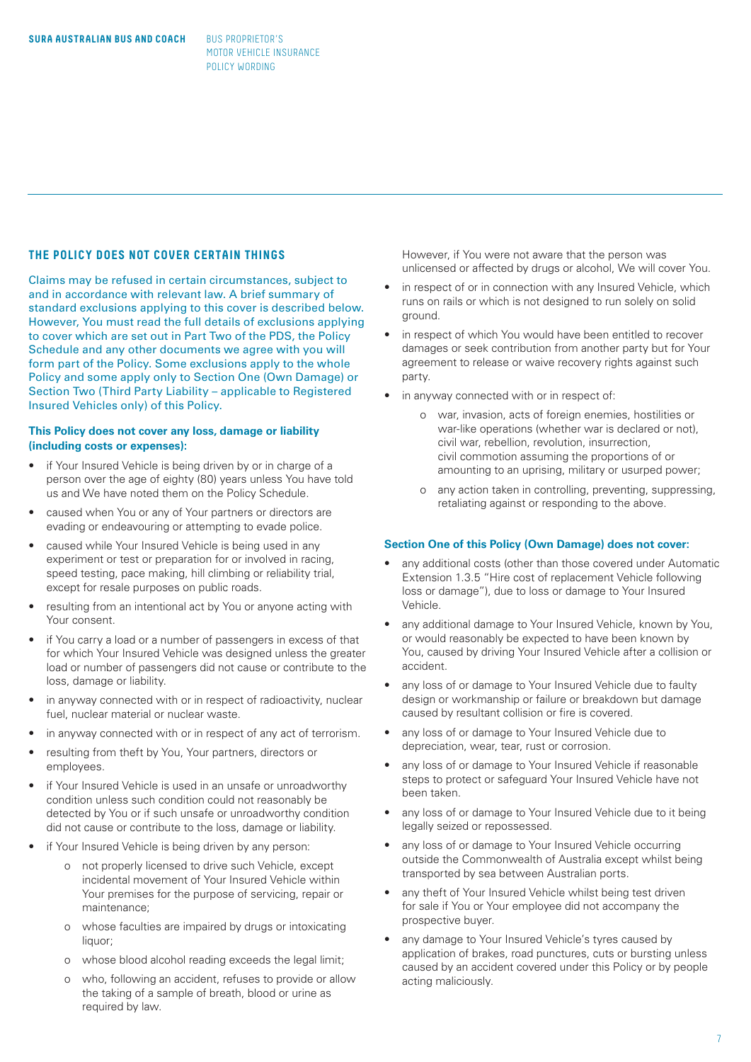## THE POLICY DOES NOT COVER CERTAIN THINGS

Claims may be refused in certain circumstances, subject to and in accordance with relevant law. A brief summary of standard exclusions applying to this cover is described below. However, You must read the full details of exclusions applying to cover which are set out in Part Two of the PDS, the Policy Schedule and any other documents we agree with you will form part of the Policy. Some exclusions apply to the whole Policy and some apply only to Section One (Own Damage) or Section Two (Third Party Liability – applicable to Registered Insured Vehicles only) of this Policy.

**This Policy does not cover any loss, damage or liability (including costs or expenses):**

- if Your Insured Vehicle is being driven by or in charge of a person over the age of eighty (80) years unless You have told us and We have noted them on the Policy Schedule.
- caused when You or any of Your partners or directors are evading or endeavouring or attempting to evade police.
- caused while Your Insured Vehicle is being used in any experiment or test or preparation for or involved in racing, speed testing, pace making, hill climbing or reliability trial, except for resale purposes on public roads.
- resulting from an intentional act by You or anyone acting with Your consent.
- if You carry a load or a number of passengers in excess of that for which Your Insured Vehicle was designed unless the greater load or number of passengers did not cause or contribute to the loss, damage or liability.
- in anyway connected with or in respect of radioactivity, nuclear fuel, nuclear material or nuclear waste.
- in anyway connected with or in respect of any act of terrorism.
- resulting from theft by You, Your partners, directors or employees.
- if Your Insured Vehicle is used in an unsafe or unroadworthy condition unless such condition could not reasonably be detected by You or if such unsafe or unroadworthy condition did not cause or contribute to the loss, damage or liability.
- if Your Insured Vehicle is being driven by any person:
  - not properly licensed to drive such Vehicle, except incidental movement of Your Insured Vehicle within Your premises for the purpose of servicing, repair or maintenance;
  - whose faculties are impaired by drugs or intoxicating liquor;
  - whose blood alcohol reading exceeds the legal limit;
  - who, following an accident, refuses to provide or allow the taking of a sample of breath, blood or urine as required by law.

  However, if You were not aware that the person was unlicensed or affected by drugs or alcohol, We will cover You.
- in respect of or in connection with any Insured Vehicle, which runs on rails or which is not designed to run solely on solid ground.
- in respect of which You would have been entitled to recover damages or seek contribution from another party but for Your agreement to release or waive recovery rights against such party.
- in anyway connected with or in respect of:
  - war, invasion, acts of foreign enemies, hostilities or war-like operations (whether war is declared or not), civil war, rebellion, revolution, insurrection, civil commotion assuming the proportions of or amounting to an uprising, military or usurped power;
  - any action taken in controlling, preventing, suppressing, retaliating against or responding to the above.

**Section One of this Policy (Own Damage) does not cover:**

- any additional costs (other than those covered under Automatic Extension 1.3.5 "Hire cost of replacement Vehicle following loss or damage"), due to loss or damage to Your Insured Vehicle.
- any additional damage to Your Insured Vehicle, known by You, or would reasonably be expected to have been known by You, caused by driving Your Insured Vehicle after a collision or accident.
- any loss of or damage to Your Insured Vehicle due to faulty design or workmanship or failure or breakdown but damage caused by resultant collision or fire is covered.
- any loss of or damage to Your Insured Vehicle due to depreciation, wear, tear, rust or corrosion.
- any loss of or damage to Your Insured Vehicle if reasonable steps to protect or safeguard Your Insured Vehicle have not been taken.
- any loss of or damage to Your Insured Vehicle due to it being legally seized or repossessed.
- any loss of or damage to Your Insured Vehicle occurring outside the Commonwealth of Australia except whilst being transported by sea between Australian ports.
- any theft of Your Insured Vehicle whilst being test driven for sale if You or Your employee did not accompany the prospective buyer.
- any damage to Your Insured Vehicle's tyres caused by application of brakes, road punctures, cuts or bursting unless caused by an accident covered under this Policy or by people acting maliciously.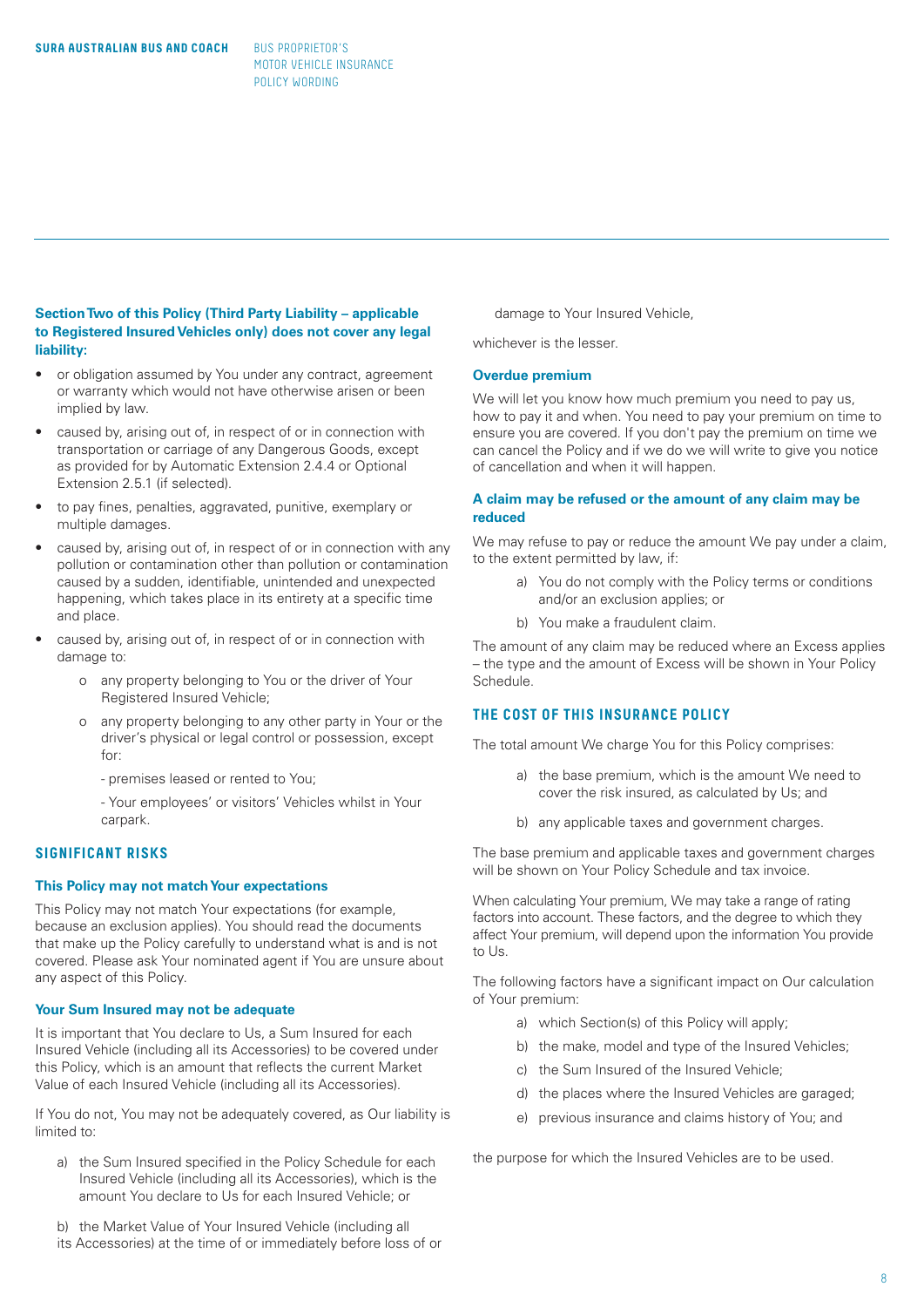**Section Two of this Policy (Third Party Liability – applicable to Registered Insured Vehicles only) does not cover any legal liability:**

- or obligation assumed by You under any contract, agreement or warranty which would not have otherwise arisen or been implied by law.
- caused by, arising out of, in respect of or in connection with transportation or carriage of any Dangerous Goods, except as provided for by Automatic Extension 2.4.4 or Optional Extension 2.5.1 (if selected).
- to pay fines, penalties, aggravated, punitive, exemplary or multiple damages.
- caused by, arising out of, in respect of or in connection with any pollution or contamination other than pollution or contamination caused by a sudden, identifiable, unintended and unexpected happening, which takes place in its entirety at a specific time and place.
- caused by, arising out of, in respect of or in connection with damage to:
    - o any property belonging to You or the driver of Your Registered Insured Vehicle;
    - o any property belonging to any other party in Your or the driver's physical or legal control or possession, except for:
        - premises leased or rented to You;
        - Your employees' or visitors' Vehicles whilst in Your carpark.

## SIGNIFICANT RISKS

### This Policy may not match Your expectations

This Policy may not match Your expectations (for example, because an exclusion applies). You should read the documents that make up the Policy carefully to understand what is and is not covered. Please ask Your nominated agent if You are unsure about any aspect of this Policy.

### Your Sum Insured may not be adequate

It is important that You declare to Us, a Sum Insured for each Insured Vehicle (including all its Accessories) to be covered under this Policy, which is an amount that reflects the current Market Value of each Insured Vehicle (including all its Accessories).

If You do not, You may not be adequately covered, as Our liability is limited to:

a) the Sum Insured specified in the Policy Schedule for each Insured Vehicle (including all its Accessories), which is the amount You declare to Us for each Insured Vehicle; or

b) the Market Value of Your Insured Vehicle (including all its Accessories) at the time of or immediately before loss of or damage to Your Insured Vehicle,

whichever is the lesser.

### Overdue premium

We will let you know how much premium you need to pay us, how to pay it and when. You need to pay your premium on time to ensure you are covered. If you don't pay the premium on time we can cancel the Policy and if we do we will write to give you notice of cancellation and when it will happen.

### A claim may be refused or the amount of any claim may be reduced

We may refuse to pay or reduce the amount We pay under a claim, to the extent permitted by law, if:

a) You do not comply with the Policy terms or conditions and/or an exclusion applies; or

b) You make a fraudulent claim.

The amount of any claim may be reduced where an Excess applies – the type and the amount of Excess will be shown in Your Policy Schedule.

## THE COST OF THIS INSURANCE POLICY

The total amount We charge You for this Policy comprises:

a) the base premium, which is the amount We need to cover the risk insured, as calculated by Us; and

b) any applicable taxes and government charges.

The base premium and applicable taxes and government charges will be shown on Your Policy Schedule and tax invoice.

When calculating Your premium, We may take a range of rating factors into account. These factors, and the degree to which they affect Your premium, will depend upon the information You provide to Us.

The following factors have a significant impact on Our calculation of Your premium:

a) which Section(s) of this Policy will apply;

b) the make, model and type of the Insured Vehicles;

c) the Sum Insured of the Insured Vehicle;

d) the places where the Insured Vehicles are garaged;

e) previous insurance and claims history of You; and

the purpose for which the Insured Vehicles are to be used.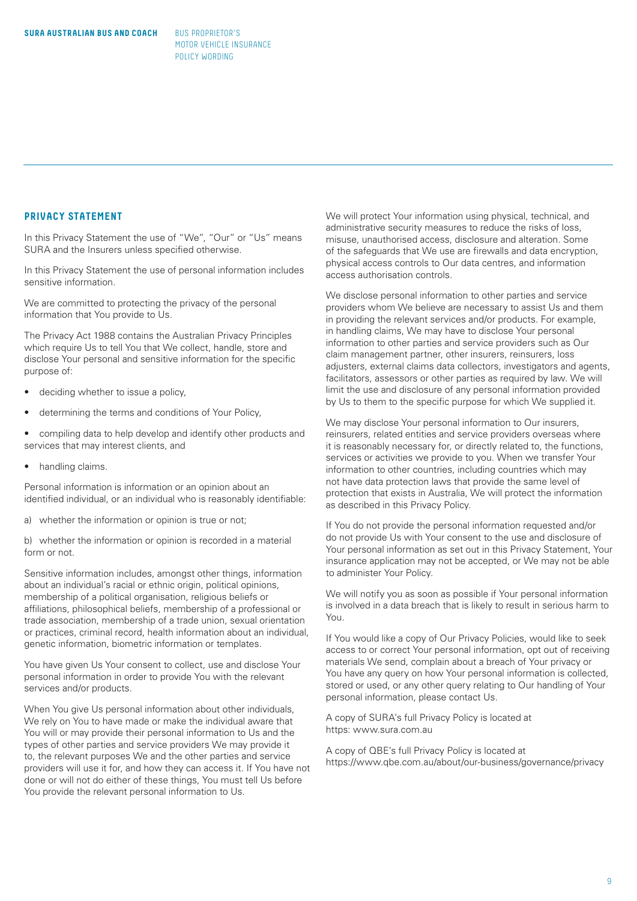## PRIVACY STATEMENT

In this Privacy Statement the use of "We", "Our" or "Us" means SURA and the Insurers unless specified otherwise.

In this Privacy Statement the use of personal information includes sensitive information.

We are committed to protecting the privacy of the personal information that You provide to Us.

The Privacy Act 1988 contains the Australian Privacy Principles which require Us to tell You that We collect, handle, store and disclose Your personal and sensitive information for the specific purpose of:

- deciding whether to issue a policy,
- determining the terms and conditions of Your Policy,
- compiling data to help develop and identify other products and services that may interest clients, and
- handling claims.

Personal information is information or an opinion about an identified individual, or an individual who is reasonably identifiable:

a) whether the information or opinion is true or not;

b) whether the information or opinion is recorded in a material form or not.

Sensitive information includes, amongst other things, information about an individual's racial or ethnic origin, political opinions, membership of a political organisation, religious beliefs or affiliations, philosophical beliefs, membership of a professional or trade association, membership of a trade union, sexual orientation or practices, criminal record, health information about an individual, genetic information, biometric information or templates.

You have given Us Your consent to collect, use and disclose Your personal information in order to provide You with the relevant services and/or products.

When You give Us personal information about other individuals, We rely on You to have made or make the individual aware that You will or may provide their personal information to Us and the types of other parties and service providers We may provide it to, the relevant purposes We and the other parties and service providers will use it for, and how they can access it. If You have not done or will not do either of these things, You must tell Us before You provide the relevant personal information to Us.

We will protect Your information using physical, technical, and administrative security measures to reduce the risks of loss, misuse, unauthorised access, disclosure and alteration. Some of the safeguards that We use are firewalls and data encryption, physical access controls to Our data centres, and information access authorisation controls.

We disclose personal information to other parties and service providers whom We believe are necessary to assist Us and them in providing the relevant services and/or products. For example, in handling claims, We may have to disclose Your personal information to other parties and service providers such as Our claim management partner, other insurers, reinsurers, loss adjusters, external claims data collectors, investigators and agents, facilitators, assessors or other parties as required by law. We will limit the use and disclosure of any personal information provided by Us to them to the specific purpose for which We supplied it.

We may disclose Your personal information to Our insurers, reinsurers, related entities and service providers overseas where it is reasonably necessary for, or directly related to, the functions, services or activities we provide to you. When we transfer Your information to other countries, including countries which may not have data protection laws that provide the same level of protection that exists in Australia, We will protect the information as described in this Privacy Policy.

If You do not provide the personal information requested and/or do not provide Us with Your consent to the use and disclosure of Your personal information as set out in this Privacy Statement, Your insurance application may not be accepted, or We may not be able to administer Your Policy.

We will notify you as soon as possible if Your personal information is involved in a data breach that is likely to result in serious harm to You.

If You would like a copy of Our Privacy Policies, would like to seek access to or correct Your personal information, opt out of receiving materials We send, complain about a breach of Your privacy or You have any query on how Your personal information is collected, stored or used, or any other query relating to Our handling of Your personal information, please contact Us.

A copy of SURA's full Privacy Policy is located at https: www.sura.com.au

A copy of QBE's full Privacy Policy is located at https://www.qbe.com.au/about/our-business/governance/privacy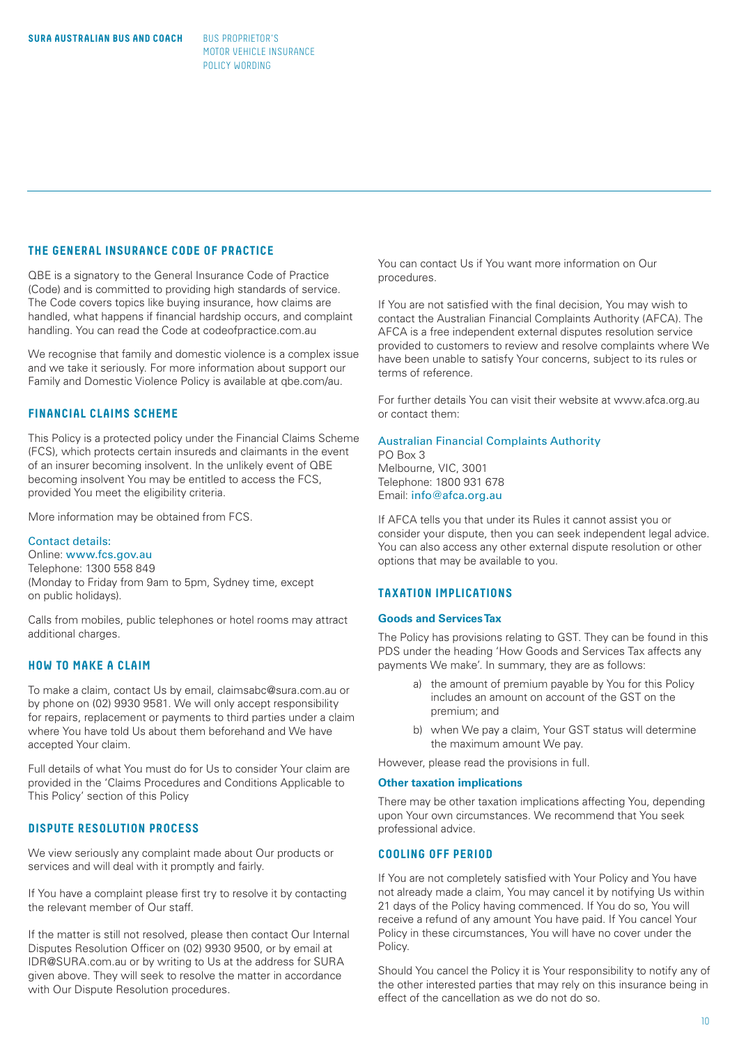## THE GENERAL INSURANCE CODE OF PRACTICE

QBE is a signatory to the General Insurance Code of Practice (Code) and is committed to providing high standards of service. The Code covers topics like buying insurance, how claims are handled, what happens if financial hardship occurs, and complaint handling. You can read the Code at codeofpractice.com.au

We recognise that family and domestic violence is a complex issue and we take it seriously. For more information about support our Family and Domestic Violence Policy is available at qbe.com/au.

## FINANCIAL CLAIMS SCHEME

This Policy is a protected policy under the Financial Claims Scheme (FCS), which protects certain insureds and claimants in the event of an insurer becoming insolvent. In the unlikely event of QBE becoming insolvent You may be entitled to access the FCS, provided You meet the eligibility criteria.

More information may be obtained from FCS.

Contact details:
Online: www.fcs.gov.au
Telephone: 1300 558 849
(Monday to Friday from 9am to 5pm, Sydney time, except on public holidays).

Calls from mobiles, public telephones or hotel rooms may attract additional charges.

## HOW TO MAKE A CLAIM

To make a claim, contact Us by email, claimsabc@sura.com.au or by phone on (02) 9930 9581. We will only accept responsibility for repairs, replacement or payments to third parties under a claim where You have told Us about them beforehand and We have accepted Your claim.

Full details of what You must do for Us to consider Your claim are provided in the 'Claims Procedures and Conditions Applicable to This Policy' section of this Policy

## DISPUTE RESOLUTION PROCESS

We view seriously any complaint made about Our products or services and will deal with it promptly and fairly.

If You have a complaint please first try to resolve it by contacting the relevant member of Our staff.

If the matter is still not resolved, please then contact Our Internal Disputes Resolution Officer on (02) 9930 9500, or by email at IDR@SURA.com.au or by writing to Us at the address for SURA given above. They will seek to resolve the matter in accordance with Our Dispute Resolution procedures.

You can contact Us if You want more information on Our procedures.

If You are not satisfied with the final decision, You may wish to contact the Australian Financial Complaints Authority (AFCA). The AFCA is a free independent external disputes resolution service provided to customers to review and resolve complaints where We have been unable to satisfy Your concerns, subject to its rules or terms of reference.

For further details You can visit their website at www.afca.org.au or contact them:

Australian Financial Complaints Authority
PO Box 3
Melbourne, VIC, 3001
Telephone: 1800 931 678
Email: info@afca.org.au

If AFCA tells you that under its Rules it cannot assist you or consider your dispute, then you can seek independent legal advice. You can also access any other external dispute resolution or other options that may be available to you.

## TAXATION IMPLICATIONS

### Goods and Services Tax

The Policy has provisions relating to GST. They can be found in this PDS under the heading 'How Goods and Services Tax affects any payments We make'. In summary, they are as follows:

a) the amount of premium payable by You for this Policy includes an amount on account of the GST on the premium; and

b) when We pay a claim, Your GST status will determine the maximum amount We pay.

However, please read the provisions in full.

### Other taxation implications

There may be other taxation implications affecting You, depending upon Your own circumstances. We recommend that You seek professional advice.

## COOLING OFF PERIOD

If You are not completely satisfied with Your Policy and You have not already made a claim, You may cancel it by notifying Us within 21 days of the Policy having commenced. If You do so, You will receive a refund of any amount You have paid. If You cancel Your Policy in these circumstances, You will have no cover under the Policy.

Should You cancel the Policy it is Your responsibility to notify any of the other interested parties that may rely on this insurance being in effect of the cancellation as we do not do so.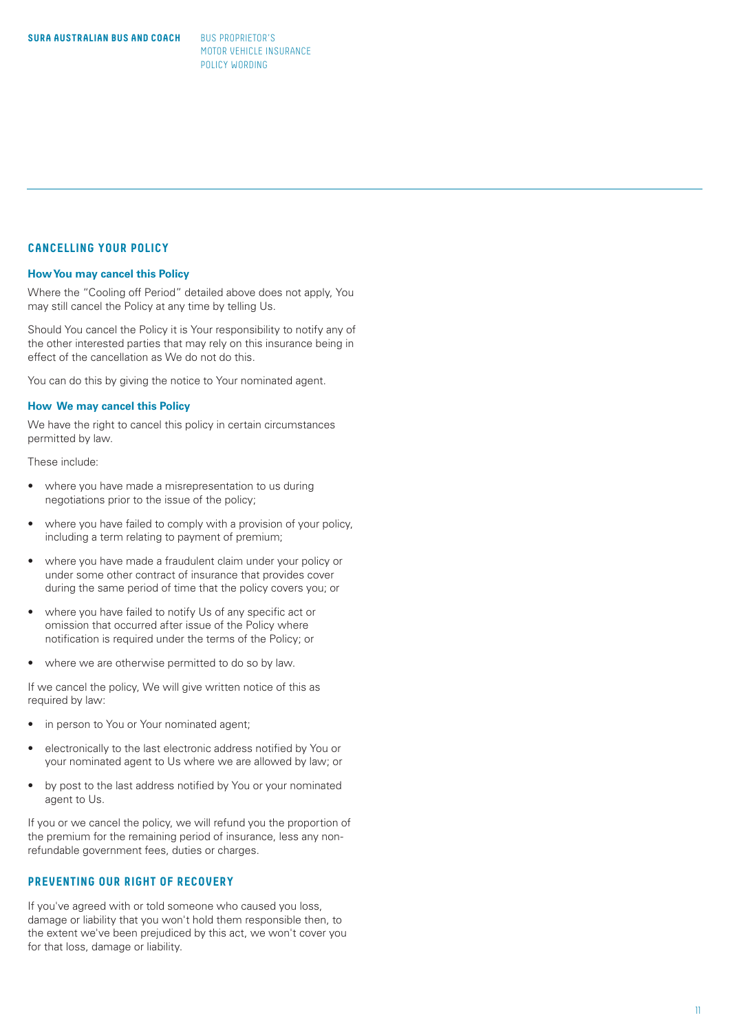## CANCELLING YOUR POLICY

### How You may cancel this Policy

Where the "Cooling off Period" detailed above does not apply, You may still cancel the Policy at any time by telling Us.

Should You cancel the Policy it is Your responsibility to notify any of the other interested parties that may rely on this insurance being in effect of the cancellation as We do not do this.

You can do this by giving the notice to Your nominated agent.

### How We may cancel this Policy

We have the right to cancel this policy in certain circumstances permitted by law.

These include:

- where you have made a misrepresentation to us during negotiations prior to the issue of the policy;
- where you have failed to comply with a provision of your policy, including a term relating to payment of premium;
- where you have made a fraudulent claim under your policy or under some other contract of insurance that provides cover during the same period of time that the policy covers you; or
- where you have failed to notify Us of any specific act or omission that occurred after issue of the Policy where notification is required under the terms of the Policy; or
- where we are otherwise permitted to do so by law.

If we cancel the policy, We will give written notice of this as required by law:

- in person to You or Your nominated agent;
- electronically to the last electronic address notified by You or your nominated agent to Us where we are allowed by law; or
- by post to the last address notified by You or your nominated agent to Us.

If you or we cancel the policy, we will refund you the proportion of the premium for the remaining period of insurance, less any non-refundable government fees, duties or charges.

## PREVENTING OUR RIGHT OF RECOVERY

If you've agreed with or told someone who caused you loss, damage or liability that you won't hold them responsible then, to the extent we've been prejudiced by this act, we won't cover you for that loss, damage or liability.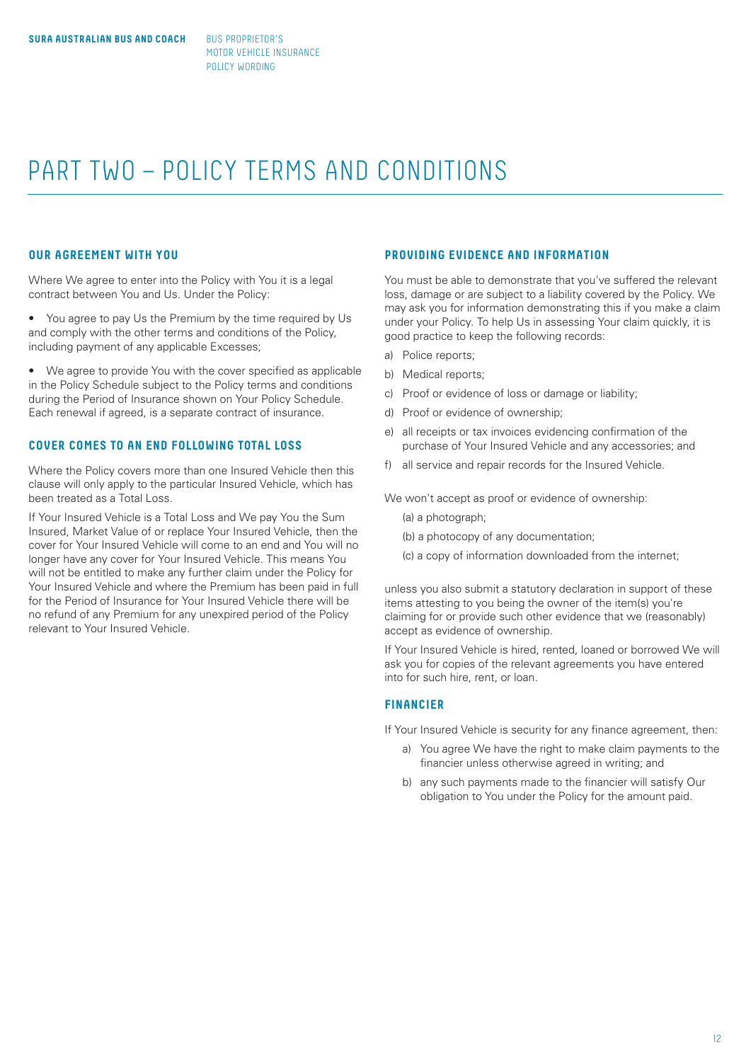# PART TWO – POLICY TERMS AND CONDITIONS

## OUR AGREEMENT WITH YOU

Where We agree to enter into the Policy with You it is a legal contract between You and Us. Under the Policy:

- You agree to pay Us the Premium by the time required by Us and comply with the other terms and conditions of the Policy, including payment of any applicable Excesses;
- We agree to provide You with the cover specified as applicable in the Policy Schedule subject to the Policy terms and conditions during the Period of Insurance shown on Your Policy Schedule. Each renewal if agreed, is a separate contract of insurance.

## COVER COMES TO AN END FOLLOWING TOTAL LOSS

Where the Policy covers more than one Insured Vehicle then this clause will only apply to the particular Insured Vehicle, which has been treated as a Total Loss.

If Your Insured Vehicle is a Total Loss and We pay You the Sum Insured, Market Value of or replace Your Insured Vehicle, then the cover for Your Insured Vehicle will come to an end and You will no longer have any cover for Your Insured Vehicle. This means You will not be entitled to make any further claim under the Policy for Your Insured Vehicle and where the Premium has been paid in full for the Period of Insurance for Your Insured Vehicle there will be no refund of any Premium for any unexpired period of the Policy relevant to Your Insured Vehicle.

## PROVIDING EVIDENCE AND INFORMATION

You must be able to demonstrate that you've suffered the relevant loss, damage or are subject to a liability covered by the Policy. We may ask you for information demonstrating this if you make a claim under your Policy. To help Us in assessing Your claim quickly, it is good practice to keep the following records:

a) Police reports;
b) Medical reports;
c) Proof or evidence of loss or damage or liability;
d) Proof or evidence of ownership;
e) all receipts or tax invoices evidencing confirmation of the purchase of Your Insured Vehicle and any accessories; and
f) all service and repair records for the Insured Vehicle.

We won't accept as proof or evidence of ownership:

(a) a photograph;
(b) a photocopy of any documentation;
(c) a copy of information downloaded from the internet;

unless you also submit a statutory declaration in support of these items attesting to you being the owner of the item(s) you're claiming for or provide such other evidence that we (reasonably) accept as evidence of ownership.

If Your Insured Vehicle is hired, rented, loaned or borrowed We will ask you for copies of the relevant agreements you have entered into for such hire, rent, or loan.

## FINANCIER

If Your Insured Vehicle is security for any finance agreement, then:

a) You agree We have the right to make claim payments to the financier unless otherwise agreed in writing; and
b) any such payments made to the financier will satisfy Our obligation to You under the Policy for the amount paid.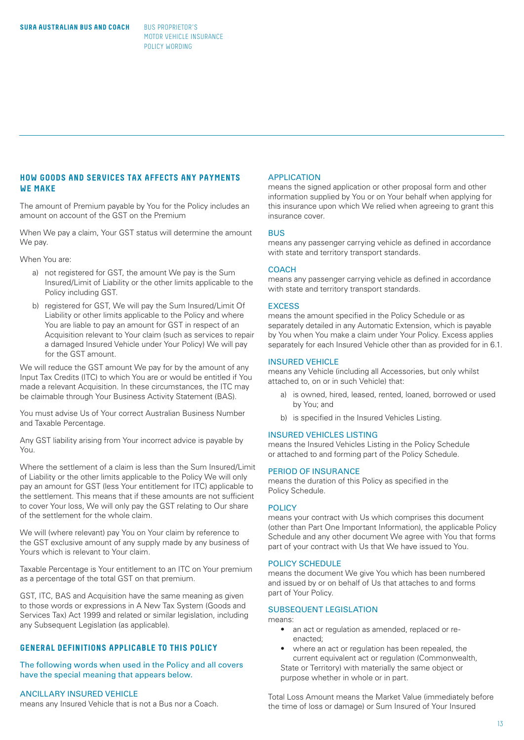## HOW GOODS AND SERVICES TAX AFFECTS ANY PAYMENTS WE MAKE

The amount of Premium payable by You for the Policy includes an amount on account of the GST on the Premium

When We pay a claim, Your GST status will determine the amount We pay.

When You are:

a) not registered for GST, the amount We pay is the Sum Insured/Limit of Liability or the other limits applicable to the Policy including GST.

b) registered for GST, We will pay the Sum Insured/Limit Of Liability or other limits applicable to the Policy and where You are liable to pay an amount for GST in respect of an Acquisition relevant to Your claim (such as services to repair a damaged Insured Vehicle under Your Policy) We will pay for the GST amount.

We will reduce the GST amount We pay for by the amount of any Input Tax Credits (ITC) to which You are or would be entitled if You made a relevant Acquisition. In these circumstances, the ITC may be claimable through Your Business Activity Statement (BAS).

You must advise Us of Your correct Australian Business Number and Taxable Percentage.

Any GST liability arising from Your incorrect advice is payable by You.

Where the settlement of a claim is less than the Sum Insured/Limit of Liability or the other limits applicable to the Policy We will only pay an amount for GST (less Your entitlement for ITC) applicable to the settlement. This means that if these amounts are not sufficient to cover Your loss, We will only pay the GST relating to Our share of the settlement for the whole claim.

We will (where relevant) pay You on Your claim by reference to the GST exclusive amount of any supply made by any business of Yours which is relevant to Your claim.

Taxable Percentage is Your entitlement to an ITC on Your premium as a percentage of the total GST on that premium.

GST, ITC, BAS and Acquisition have the same meaning as given to those words or expressions in A New Tax System (Goods and Services Tax) Act 1999 and related or similar legislation, including any Subsequent Legislation (as applicable).

## GENERAL DEFINITIONS APPLICABLE TO THIS POLICY

The following words when used in the Policy and all covers have the special meaning that appears below.

### ANCILLARY INSURED VEHICLE

means any Insured Vehicle that is not a Bus nor a Coach.

### APPLICATION

means the signed application or other proposal form and other information supplied by You or on Your behalf when applying for this insurance upon which We relied when agreeing to grant this insurance cover.

### BUS

means any passenger carrying vehicle as defined in accordance with state and territory transport standards.

### COACH

means any passenger carrying vehicle as defined in accordance with state and territory transport standards.

### EXCESS

means the amount specified in the Policy Schedule or as separately detailed in any Automatic Extension, which is payable by You when You make a claim under Your Policy. Excess applies separately for each Insured Vehicle other than as provided for in 6.1.

### INSURED VEHICLE

means any Vehicle (including all Accessories, but only whilst attached to, on or in such Vehicle) that:

a) is owned, hired, leased, rented, loaned, borrowed or used by You; and

b) is specified in the Insured Vehicles Listing.

### INSURED VEHICLES LISTING

means the Insured Vehicles Listing in the Policy Schedule or attached to and forming part of the Policy Schedule.

### PERIOD OF INSURANCE

means the duration of this Policy as specified in the Policy Schedule.

### POLICY

means your contract with Us which comprises this document (other than Part One Important Information), the applicable Policy Schedule and any other document We agree with You that forms part of your contract with Us that We have issued to You.

### POLICY SCHEDULE

means the document We give You which has been numbered and issued by or on behalf of Us that attaches to and forms part of Your Policy.

### SUBSEQUENT LEGISLATION

means:

- an act or regulation as amended, replaced or re-enacted;
- where an act or regulation has been repealed, the current equivalent act or regulation (Commonwealth, State or Territory) with materially the same object or purpose whether in whole or in part.

Total Loss Amount means the Market Value (immediately before the time of loss or damage) or Sum Insured of Your Insured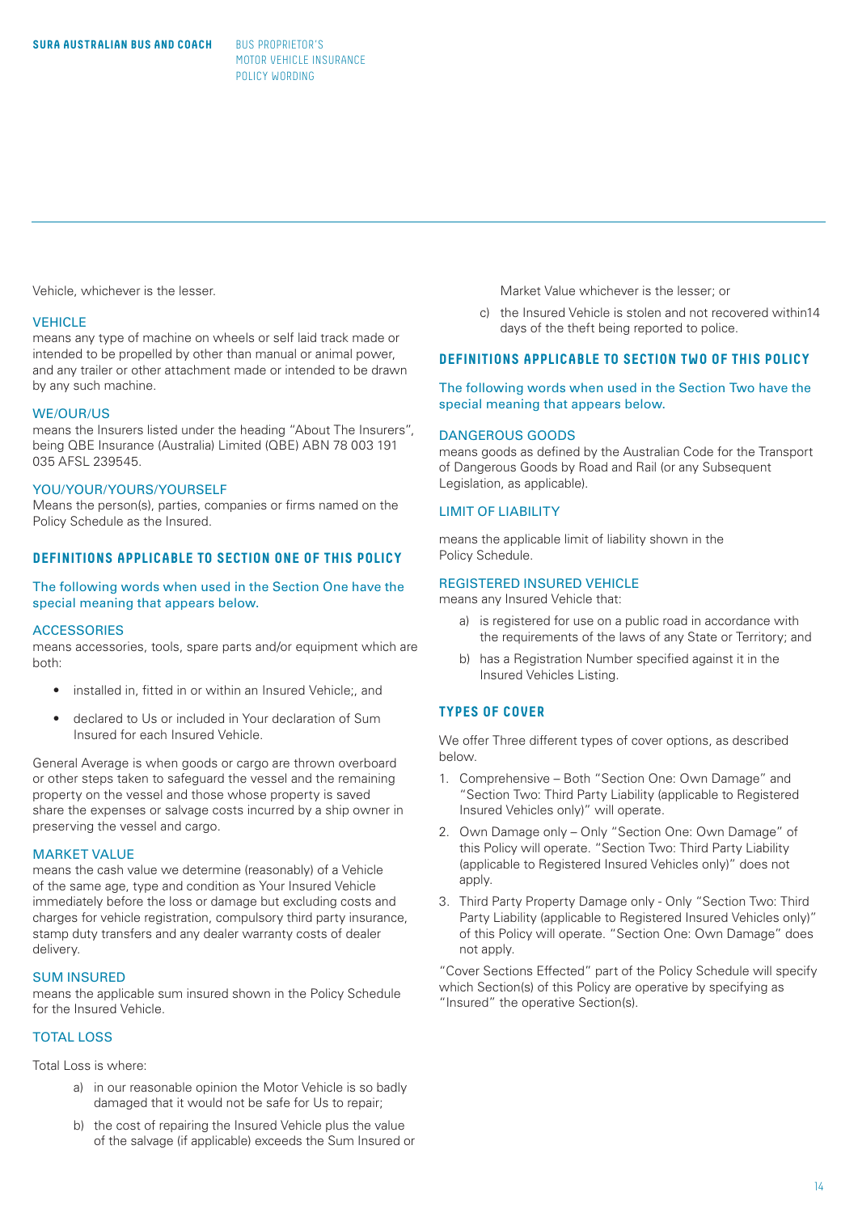Vehicle, whichever is the lesser.

### VEHICLE

means any type of machine on wheels or self laid track made or intended to be propelled by other than manual or animal power, and any trailer or other attachment made or intended to be drawn by any such machine.

### WE/OUR/US

means the Insurers listed under the heading "About The Insurers", being QBE Insurance (Australia) Limited (QBE) ABN 78 003 191 035 AFSL 239545.

### YOU/YOUR/YOURS/YOURSELF

Means the person(s), parties, companies or firms named on the Policy Schedule as the Insured.

## DEFINITIONS APPLICABLE TO SECTION ONE OF THIS POLICY

The following words when used in the Section One have the special meaning that appears below.

### ACCESSORIES

means accessories, tools, spare parts and/or equipment which are both:

- installed in, fitted in or within an Insured Vehicle;, and
- declared to Us or included in Your declaration of Sum Insured for each Insured Vehicle.

General Average is when goods or cargo are thrown overboard or other steps taken to safeguard the vessel and the remaining property on the vessel and those whose property is saved share the expenses or salvage costs incurred by a ship owner in preserving the vessel and cargo.

### MARKET VALUE

means the cash value we determine (reasonably) of a Vehicle of the same age, type and condition as Your Insured Vehicle immediately before the loss or damage but excluding costs and charges for vehicle registration, compulsory third party insurance, stamp duty transfers and any dealer warranty costs of dealer delivery.

### SUM INSURED

means the applicable sum insured shown in the Policy Schedule for the Insured Vehicle.

### TOTAL LOSS

Total Loss is where:

a) in our reasonable opinion the Motor Vehicle is so badly damaged that it would not be safe for Us to repair;

b) the cost of repairing the Insured Vehicle plus the value of the salvage (if applicable) exceeds the Sum Insured or Market Value whichever is the lesser; or

c) the Insured Vehicle is stolen and not recovered within14 days of the theft being reported to police.

## DEFINITIONS APPLICABLE TO SECTION TWO OF THIS POLICY

The following words when used in the Section Two have the special meaning that appears below.

### DANGEROUS GOODS

means goods as defined by the Australian Code for the Transport of Dangerous Goods by Road and Rail (or any Subsequent Legislation, as applicable).

### LIMIT OF LIABILITY

means the applicable limit of liability shown in the Policy Schedule.

### REGISTERED INSURED VEHICLE

means any Insured Vehicle that:

a) is registered for use on a public road in accordance with the requirements of the laws of any State or Territory; and

b) has a Registration Number specified against it in the Insured Vehicles Listing.

## TYPES OF COVER

We offer Three different types of cover options, as described below.

1. Comprehensive – Both "Section One: Own Damage" and "Section Two: Third Party Liability (applicable to Registered Insured Vehicles only)" will operate.
2. Own Damage only – Only "Section One: Own Damage" of this Policy will operate. "Section Two: Third Party Liability (applicable to Registered Insured Vehicles only)" does not apply.
3. Third Party Property Damage only - Only "Section Two: Third Party Liability (applicable to Registered Insured Vehicles only)" of this Policy will operate. "Section One: Own Damage" does not apply.

"Cover Sections Effected" part of the Policy Schedule will specify which Section(s) of this Policy are operative by specifying as "Insured" the operative Section(s).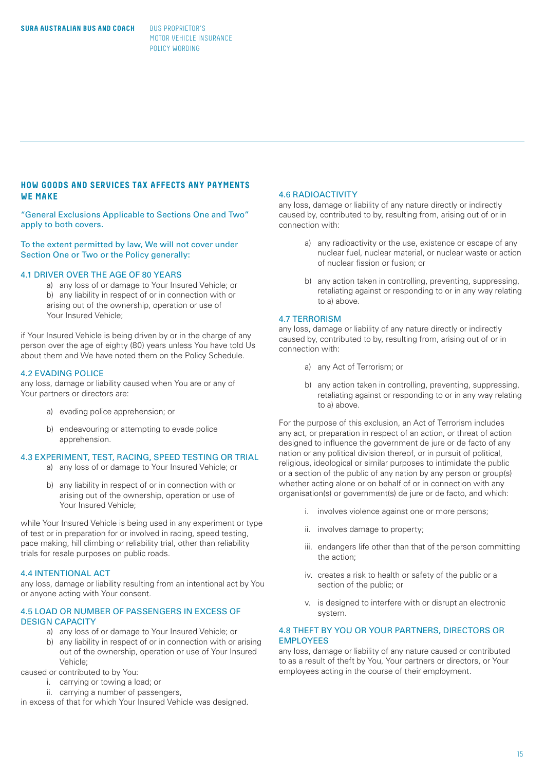## HOW GOODS AND SERVICES TAX AFFECTS ANY PAYMENTS WE MAKE

"General Exclusions Applicable to Sections One and Two" apply to both covers.

To the extent permitted by law, We will not cover under Section One or Two or the Policy generally:

### 4.1 DRIVER OVER THE AGE OF 80 YEARS

a) any loss of or damage to Your Insured Vehicle; or
b) any liability in respect of or in connection with or arising out of the ownership, operation or use of Your Insured Vehicle;

if Your Insured Vehicle is being driven by or in the charge of any person over the age of eighty (80) years unless You have told Us about them and We have noted them on the Policy Schedule.

### 4.2 EVADING POLICE

any loss, damage or liability caused when You are or any of Your partners or directors are:

a) evading police apprehension; or

b) endeavouring or attempting to evade police apprehension.

### 4.3 EXPERIMENT, TEST, RACING, SPEED TESTING OR TRIAL

a) any loss of or damage to Your Insured Vehicle; or

b) any liability in respect of or in connection with or arising out of the ownership, operation or use of Your Insured Vehicle;

while Your Insured Vehicle is being used in any experiment or type of test or in preparation for or involved in racing, speed testing, pace making, hill climbing or reliability trial, other than reliability trials for resale purposes on public roads.

### 4.4 INTENTIONAL ACT

any loss, damage or liability resulting from an intentional act by You or anyone acting with Your consent.

### 4.5 LOAD OR NUMBER OF PASSENGERS IN EXCESS OF DESIGN CAPACITY

a) any loss of or damage to Your Insured Vehicle; or
b) any liability in respect of or in connection with or arising out of the ownership, operation or use of Your Insured Vehicle;

caused or contributed to by You:

i. carrying or towing a load; or
ii. carrying a number of passengers,

in excess of that for which Your Insured Vehicle was designed.

### 4.6 RADIOACTIVITY

any loss, damage or liability of any nature directly or indirectly caused by, contributed to by, resulting from, arising out of or in connection with:

a) any radioactivity or the use, existence or escape of any nuclear fuel, nuclear material, or nuclear waste or action of nuclear fission or fusion; or

b) any action taken in controlling, preventing, suppressing, retaliating against or responding to or in any way relating to a) above.

### 4.7 TERRORISM

any loss, damage or liability of any nature directly or indirectly caused by, contributed to by, resulting from, arising out of or in connection with:

a) any Act of Terrorism; or

b) any action taken in controlling, preventing, suppressing, retaliating against or responding to or in any way relating to a) above.

For the purpose of this exclusion, an Act of Terrorism includes any act, or preparation in respect of an action, or threat of action designed to influence the government de jure or de facto of any nation or any political division thereof, or in pursuit of political, religious, ideological or similar purposes to intimidate the public or a section of the public of any nation by any person or group(s) whether acting alone or on behalf of or in connection with any organisation(s) or government(s) de jure or de facto, and which:

i. involves violence against one or more persons;

ii. involves damage to property;

iii. endangers life other than that of the person committing the action;

iv. creates a risk to health or safety of the public or a section of the public; or

v. is designed to interfere with or disrupt an electronic system.

### 4.8 THEFT BY YOU OR YOUR PARTNERS, DIRECTORS OR EMPLOYEES

any loss, damage or liability of any nature caused or contributed to as a result of theft by You, Your partners or directors, or Your employees acting in the course of their employment.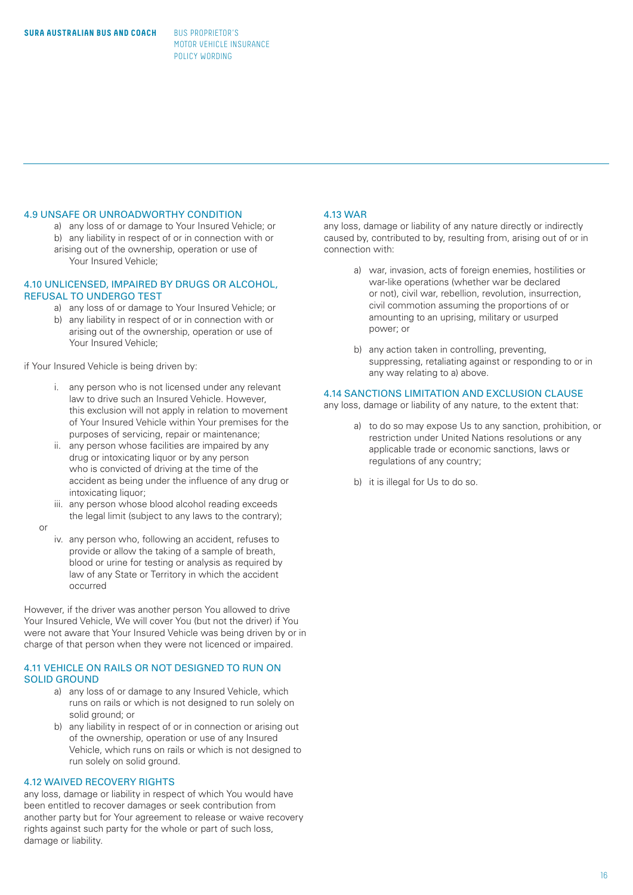### 4.9 UNSAFE OR UNROADWORTHY CONDITION

a) any loss of or damage to Your Insured Vehicle; or
b) any liability in respect of or in connection with or arising out of the ownership, operation or use of Your Insured Vehicle;

### 4.10 UNLICENSED, IMPAIRED BY DRUGS OR ALCOHOL, REFUSAL TO UNDERGO TEST

a) any loss of or damage to Your Insured Vehicle; or
b) any liability in respect of or in connection with or arising out of the ownership, operation or use of Your Insured Vehicle;

if Your Insured Vehicle is being driven by:

i. any person who is not licensed under any relevant law to drive such an Insured Vehicle. However, this exclusion will not apply in relation to movement of Your Insured Vehicle within Your premises for the purposes of servicing, repair or maintenance;
ii. any person whose facilities are impaired by any drug or intoxicating liquor or by any person who is convicted of driving at the time of the accident as being under the influence of any drug or intoxicating liquor;
iii. any person whose blood alcohol reading exceeds the legal limit (subject to any laws to the contrary);

or

iv. any person who, following an accident, refuses to provide or allow the taking of a sample of breath, blood or urine for testing or analysis as required by law of any State or Territory in which the accident occurred

However, if the driver was another person You allowed to drive Your Insured Vehicle, We will cover You (but not the driver) if You were not aware that Your Insured Vehicle was being driven by or in charge of that person when they were not licenced or impaired.

### 4.11 VEHICLE ON RAILS OR NOT DESIGNED TO RUN ON SOLID GROUND

a) any loss of or damage to any Insured Vehicle, which runs on rails or which is not designed to run solely on solid ground; or
b) any liability in respect of or in connection or arising out of the ownership, operation or use of any Insured Vehicle, which runs on rails or which is not designed to run solely on solid ground.

### 4.12 WAIVED RECOVERY RIGHTS

any loss, damage or liability in respect of which You would have been entitled to recover damages or seek contribution from another party but for Your agreement to release or waive recovery rights against such party for the whole or part of such loss, damage or liability.

### 4.13 WAR

any loss, damage or liability of any nature directly or indirectly caused by, contributed to by, resulting from, arising out of or in connection with:

a) war, invasion, acts of foreign enemies, hostilities or war-like operations (whether war be declared or not), civil war, rebellion, revolution, insurrection, civil commotion assuming the proportions of or amounting to an uprising, military or usurped power; or

b) any action taken in controlling, preventing, suppressing, retaliating against or responding to or in any way relating to a) above.

### 4.14 SANCTIONS LIMITATION AND EXCLUSION CLAUSE

any loss, damage or liability of any nature, to the extent that:

a) to do so may expose Us to any sanction, prohibition, or restriction under United Nations resolutions or any applicable trade or economic sanctions, laws or regulations of any country;

b) it is illegal for Us to do so.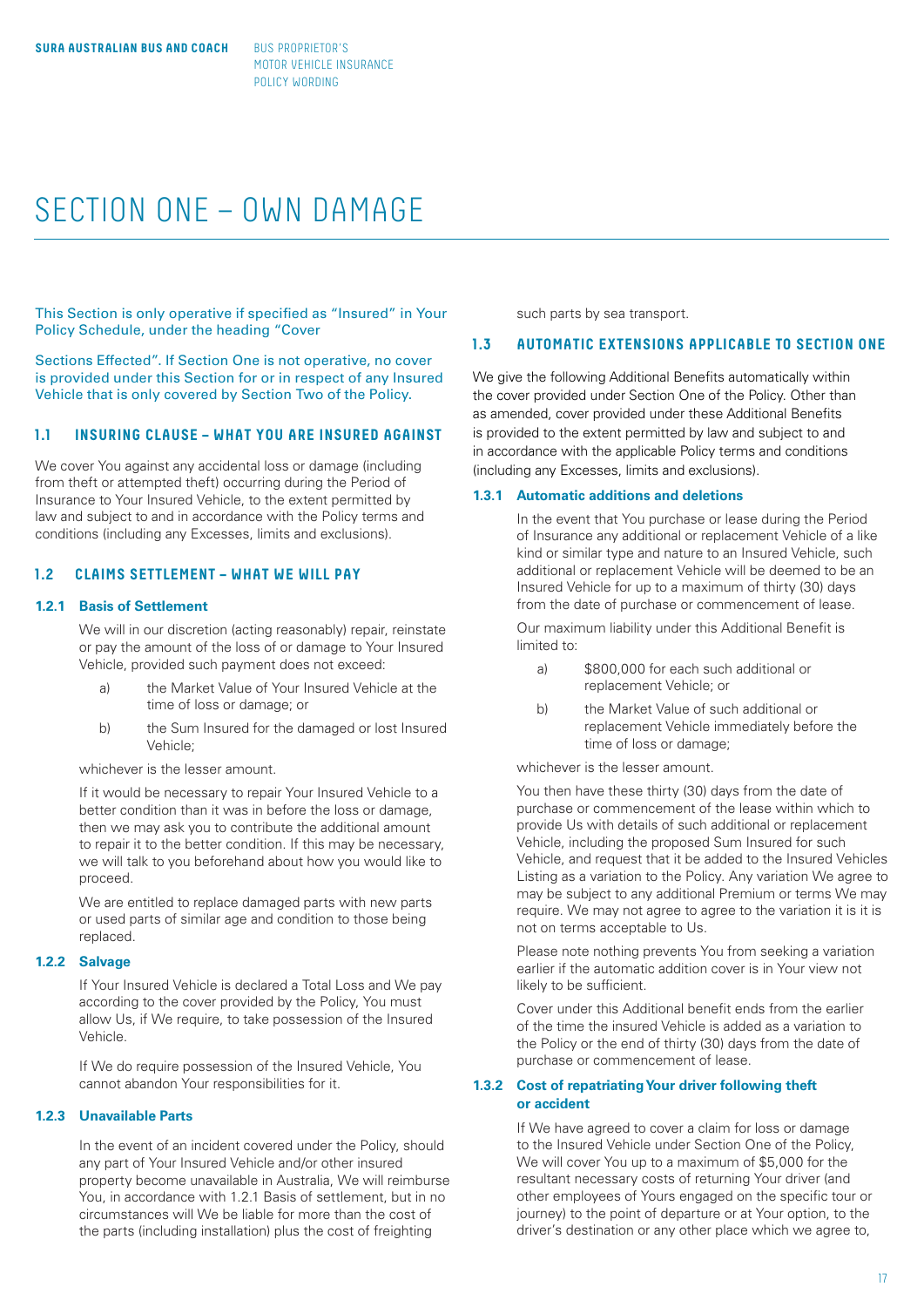# SECTION ONE – OWN DAMAGE

This Section is only operative if specified as "Insured" in Your Policy Schedule, under the heading "Cover

Sections Effected". If Section One is not operative, no cover is provided under this Section for or in respect of any Insured Vehicle that is only covered by Section Two of the Policy.

## 1.1 INSURING CLAUSE – WHAT YOU ARE INSURED AGAINST

We cover You against any accidental loss or damage (including from theft or attempted theft) occurring during the Period of Insurance to Your Insured Vehicle, to the extent permitted by law and subject to and in accordance with the Policy terms and conditions (including any Excesses, limits and exclusions).

## 1.2 CLAIMS SETTLEMENT – WHAT WE WILL PAY

### 1.2.1 Basis of Settlement

We will in our discretion (acting reasonably) repair, reinstate or pay the amount of the loss of or damage to Your Insured Vehicle, provided such payment does not exceed:

a) the Market Value of Your Insured Vehicle at the time of loss or damage; or

b) the Sum Insured for the damaged or lost Insured Vehicle;

whichever is the lesser amount.

If it would be necessary to repair Your Insured Vehicle to a better condition than it was in before the loss or damage, then we may ask you to contribute the additional amount to repair it to the better condition. If this may be necessary, we will talk to you beforehand about how you would like to proceed.

We are entitled to replace damaged parts with new parts or used parts of similar age and condition to those being replaced.

### 1.2.2 Salvage

If Your Insured Vehicle is declared a Total Loss and We pay according to the cover provided by the Policy, You must allow Us, if We require, to take possession of the Insured Vehicle.

If We do require possession of the Insured Vehicle, You cannot abandon Your responsibilities for it.

### 1.2.3 Unavailable Parts

In the event of an incident covered under the Policy, should any part of Your Insured Vehicle and/or other insured property become unavailable in Australia, We will reimburse You, in accordance with 1.2.1 Basis of settlement, but in no circumstances will We be liable for more than the cost of the parts (including installation) plus the cost of freighting such parts by sea transport.

## 1.3 AUTOMATIC EXTENSIONS APPLICABLE TO SECTION ONE

We give the following Additional Benefits automatically within the cover provided under Section One of the Policy. Other than as amended, cover provided under these Additional Benefits is provided to the extent permitted by law and subject to and in accordance with the applicable Policy terms and conditions (including any Excesses, limits and exclusions).

### 1.3.1 Automatic additions and deletions

In the event that You purchase or lease during the Period of Insurance any additional or replacement Vehicle of a like kind or similar type and nature to an Insured Vehicle, such additional or replacement Vehicle will be deemed to be an Insured Vehicle for up to a maximum of thirty (30) days from the date of purchase or commencement of lease.

Our maximum liability under this Additional Benefit is limited to:

a) $800,000 for each such additional or replacement Vehicle; or

b) the Market Value of such additional or replacement Vehicle immediately before the time of loss or damage;

whichever is the lesser amount.

You then have these thirty (30) days from the date of purchase or commencement of the lease within which to provide Us with details of such additional or replacement Vehicle, including the proposed Sum Insured for such Vehicle, and request that it be added to the Insured Vehicles Listing as a variation to the Policy. Any variation We agree to may be subject to any additional Premium or terms We may require. We may not agree to agree to the variation it is it is not on terms acceptable to Us.

Please note nothing prevents You from seeking a variation earlier if the automatic addition cover is in Your view not likely to be sufficient.

Cover under this Additional benefit ends from the earlier of the time the insured Vehicle is added as a variation to the Policy or the end of thirty (30) days from the date of purchase or commencement of lease.

### 1.3.2 Cost of repatriating Your driver following theft or accident

If We have agreed to cover a claim for loss or damage to the Insured Vehicle under Section One of the Policy, We will cover You up to a maximum of $5,000 for the resultant necessary costs of returning Your driver (and other employees of Yours engaged on the specific tour or journey) to the point of departure or at Your option, to the driver's destination or any other place which we agree to,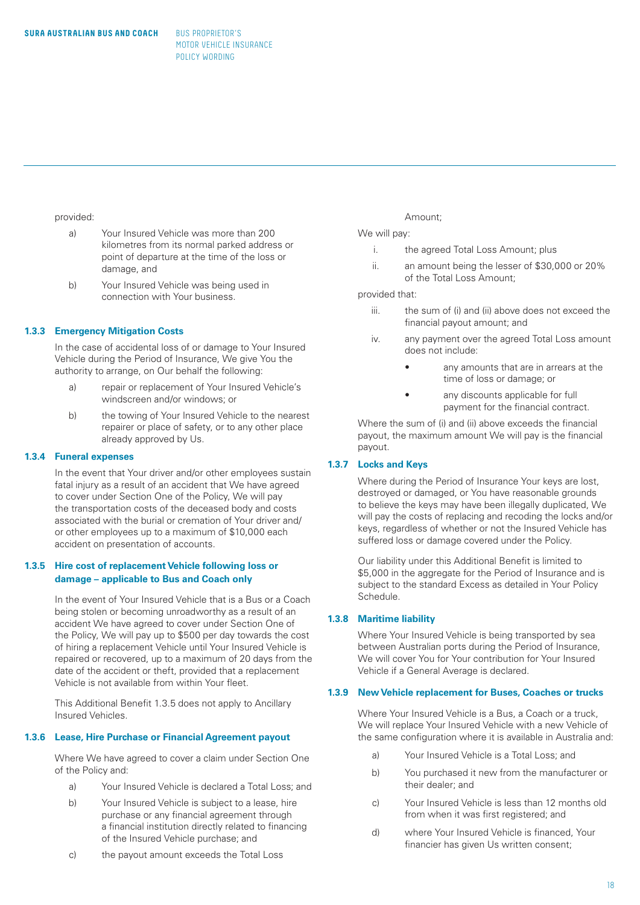provided:

a) Your Insured Vehicle was more than 200 kilometres from its normal parked address or point of departure at the time of the loss or damage, and

b) Your Insured Vehicle was being used in connection with Your business.

### 1.3.3 Emergency Mitigation Costs

In the case of accidental loss of or damage to Your Insured Vehicle during the Period of Insurance, We give You the authority to arrange, on Our behalf the following:

a) repair or replacement of Your Insured Vehicle's windscreen and/or windows; or

b) the towing of Your Insured Vehicle to the nearest repairer or place of safety, or to any other place already approved by Us.

### 1.3.4 Funeral expenses

In the event that Your driver and/or other employees sustain fatal injury as a result of an accident that We have agreed to cover under Section One of the Policy, We will pay the transportation costs of the deceased body and costs associated with the burial or cremation of Your driver and/or other employees up to a maximum of $10,000 each accident on presentation of accounts.

### 1.3.5 Hire cost of replacement Vehicle following loss or damage – applicable to Bus and Coach only

In the event of Your Insured Vehicle that is a Bus or a Coach being stolen or becoming unroadworthy as a result of an accident We have agreed to cover under Section One of the Policy, We will pay up to $500 per day towards the cost of hiring a replacement Vehicle until Your Insured Vehicle is repaired or recovered, up to a maximum of 20 days from the date of the accident or theft, provided that a replacement Vehicle is not available from within Your fleet.

This Additional Benefit 1.3.5 does not apply to Ancillary Insured Vehicles.

### 1.3.6 Lease, Hire Purchase or Financial Agreement payout

Where We have agreed to cover a claim under Section One of the Policy and:

a) Your Insured Vehicle is declared a Total Loss; and

b) Your Insured Vehicle is subject to a lease, hire purchase or any financial agreement through a financial institution directly related to financing of the Insured Vehicle purchase; and

c) the payout amount exceeds the Total Loss Amount;

We will pay:

i. the agreed Total Loss Amount; plus

ii. an amount being the lesser of $30,000 or 20% of the Total Loss Amount;

provided that:

iii. the sum of (i) and (ii) above does not exceed the financial payout amount; and

iv. any payment over the agreed Total Loss amount does not include:

- any amounts that are in arrears at the time of loss or damage; or
- any discounts applicable for full payment for the financial contract.

Where the sum of (i) and (ii) above exceeds the financial payout, the maximum amount We will pay is the financial payout.

### 1.3.7 Locks and Keys

Where during the Period of Insurance Your keys are lost, destroyed or damaged, or You have reasonable grounds to believe the keys may have been illegally duplicated, We will pay the costs of replacing and recoding the locks and/or keys, regardless of whether or not the Insured Vehicle has suffered loss or damage covered under the Policy.

Our liability under this Additional Benefit is limited to $5,000 in the aggregate for the Period of Insurance and is subject to the standard Excess as detailed in Your Policy Schedule.

### 1.3.8 Maritime liability

Where Your Insured Vehicle is being transported by sea between Australian ports during the Period of Insurance, We will cover You for Your contribution for Your Insured Vehicle if a General Average is declared.

### 1.3.9 New Vehicle replacement for Buses, Coaches or trucks

Where Your Insured Vehicle is a Bus, a Coach or a truck, We will replace Your Insured Vehicle with a new Vehicle of the same configuration where it is available in Australia and:

a) Your Insured Vehicle is a Total Loss; and

b) You purchased it new from the manufacturer or their dealer; and

c) Your Insured Vehicle is less than 12 months old from when it was first registered; and

d) where Your Insured Vehicle is financed, Your financier has given Us written consent;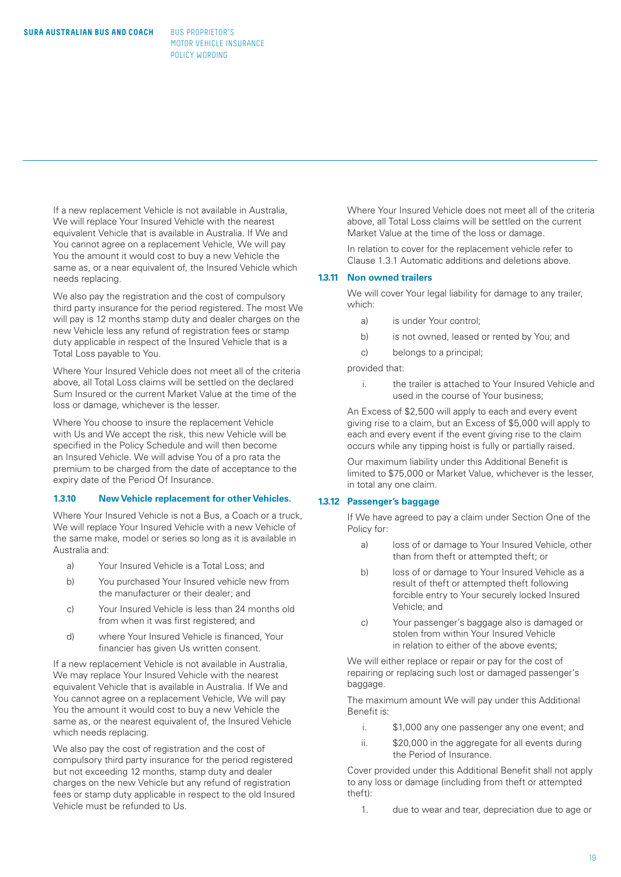If a new replacement Vehicle is not available in Australia, We will replace Your Insured Vehicle with the nearest equivalent Vehicle that is available in Australia. If We and You cannot agree on a replacement Vehicle, We will pay You the amount it would cost to buy a new Vehicle the same as, or a near equivalent of, the Insured Vehicle which needs replacing.

We also pay the registration and the cost of compulsory third party insurance for the period registered. The most We will pay is 12 months stamp duty and dealer charges on the new Vehicle less any refund of registration fees or stamp duty applicable in respect of the Insured Vehicle that is a Total Loss payable to You.

Where Your Insured Vehicle does not meet all of the criteria above, all Total Loss claims will be settled on the declared Sum Insured or the current Market Value at the time of the loss or damage, whichever is the lesser.

Where You choose to insure the replacement Vehicle with Us and We accept the risk, this new Vehicle will be specified in the Policy Schedule and will then become an Insured Vehicle. We will advise You of a pro rata the premium to be charged from the date of acceptance to the expiry date of the Period Of Insurance.

### 1.3.10 New Vehicle replacement for other Vehicles.

Where Your Insured Vehicle is not a Bus, a Coach or a truck, We will replace Your Insured Vehicle with a new Vehicle of the same make, model or series so long as it is available in Australia and:

a) Your Insured Vehicle is a Total Loss; and

b) You purchased Your Insured vehicle new from the manufacturer or their dealer; and

c) Your Insured Vehicle is less than 24 months old from when it was first registered; and

d) where Your Insured Vehicle is financed, Your financier has given Us written consent.

If a new replacement Vehicle is not available in Australia, We may replace Your Insured Vehicle with the nearest equivalent Vehicle that is available in Australia. If We and You cannot agree on a replacement Vehicle, We will pay You the amount it would cost to buy a new Vehicle the same as, or the nearest equivalent of, the Insured Vehicle which needs replacing.

We also pay the cost of registration and the cost of compulsory third party insurance for the period registered but not exceeding 12 months, stamp duty and dealer charges on the new Vehicle but any refund of registration fees or stamp duty applicable in respect to the old Insured Vehicle must be refunded to Us.

Where Your Insured Vehicle does not meet all of the criteria above, all Total Loss claims will be settled on the current Market Value at the time of the loss or damage.

In relation to cover for the replacement vehicle refer to Clause 1.3.1 Automatic additions and deletions above.

### 1.3.11 Non owned trailers

We will cover Your legal liability for damage to any trailer, which:

a) is under Your control;

b) is not owned, leased or rented by You; and

c) belongs to a principal;

provided that:

i. the trailer is attached to Your Insured Vehicle and used in the course of Your business;

An Excess of $2,500 will apply to each and every event giving rise to a claim, but an Excess of $5,000 will apply to each and every event if the event giving rise to the claim occurs while any tipping hoist is fully or partially raised.

Our maximum liability under this Additional Benefit is limited to $75,000 or Market Value, whichever is the lesser, in total any one claim.

### 1.3.12 Passenger's baggage

If We have agreed to pay a claim under Section One of the Policy for:

a) loss of or damage to Your Insured Vehicle, other than from theft or attempted theft; or

b) loss of or damage to Your Insured Vehicle as a result of theft or attempted theft following forcible entry to Your securely locked Insured Vehicle; and

c) Your passenger's baggage also is damaged or stolen from within Your Insured Vehicle in relation to either of the above events;

We will either replace or repair or pay for the cost of repairing or replacing such lost or damaged passenger's baggage.

The maximum amount We will pay under this Additional Benefit is:

i. $1,000 any one passenger any one event; and

ii. $20,000 in the aggregate for all events during the Period of Insurance.

Cover provided under this Additional Benefit shall not apply to any loss or damage (including from theft or attempted theft):

1. due to wear and tear, depreciation due to age or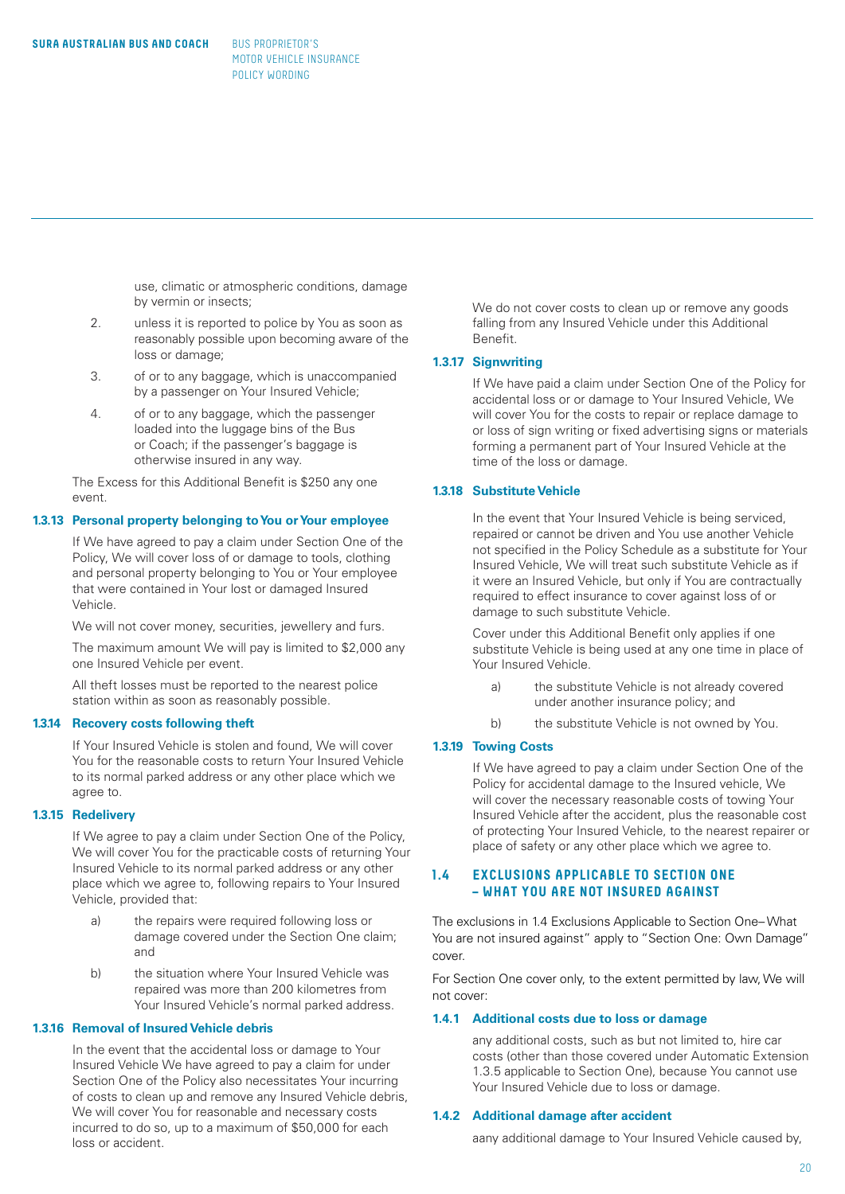use, climatic or atmospheric conditions, damage by vermin or insects;

2. unless it is reported to police by You as soon as reasonably possible upon becoming aware of the loss or damage;

3. of or to any baggage, which is unaccompanied by a passenger on Your Insured Vehicle;

4. of or to any baggage, which the passenger loaded into the luggage bins of the Bus or Coach; if the passenger's baggage is otherwise insured in any way.

The Excess for this Additional Benefit is $250 any one event.

**1.3.13 Personal property belonging to You or Your employee**

If We have agreed to pay a claim under Section One of the Policy, We will cover loss of or damage to tools, clothing and personal property belonging to You or Your employee that were contained in Your lost or damaged Insured Vehicle.

We will not cover money, securities, jewellery and furs.

The maximum amount We will pay is limited to $2,000 any one Insured Vehicle per event.

All theft losses must be reported to the nearest police station within as soon as reasonably possible.

**1.3.14 Recovery costs following theft**

If Your Insured Vehicle is stolen and found, We will cover You for the reasonable costs to return Your Insured Vehicle to its normal parked address or any other place which we agree to.

**1.3.15 Redelivery**

If We agree to pay a claim under Section One of the Policy, We will cover You for the practicable costs of returning Your Insured Vehicle to its normal parked address or any other place which we agree to, following repairs to Your Insured Vehicle, provided that:

a) the repairs were required following loss or damage covered under the Section One claim; and

b) the situation where Your Insured Vehicle was repaired was more than 200 kilometres from Your Insured Vehicle's normal parked address.

**1.3.16 Removal of Insured Vehicle debris**

In the event that the accidental loss or damage to Your Insured Vehicle We have agreed to pay a claim for under Section One of the Policy also necessitates Your incurring of costs to clean up and remove any Insured Vehicle debris, We will cover You for reasonable and necessary costs incurred to do so, up to a maximum of $50,000 for each loss or accident.

We do not cover costs to clean up or remove any goods falling from any Insured Vehicle under this Additional Benefit.

**1.3.17 Signwriting**

If We have paid a claim under Section One of the Policy for accidental loss or or damage to Your Insured Vehicle, We will cover You for the costs to repair or replace damage to or loss of sign writing or fixed advertising signs or materials forming a permanent part of Your Insured Vehicle at the time of the loss or damage.

**1.3.18 Substitute Vehicle**

In the event that Your Insured Vehicle is being serviced, repaired or cannot be driven and You use another Vehicle not specified in the Policy Schedule as a substitute for Your Insured Vehicle, We will treat such substitute Vehicle as if it were an Insured Vehicle, but only if You are contractually required to effect insurance to cover against loss of or damage to such substitute Vehicle.

Cover under this Additional Benefit only applies if one substitute Vehicle is being used at any one time in place of Your Insured Vehicle.

a) the substitute Vehicle is not already covered under another insurance policy; and

b) the substitute Vehicle is not owned by You.

**1.3.19 Towing Costs**

If We have agreed to pay a claim under Section One of the Policy for accidental damage to the Insured vehicle, We will cover the necessary reasonable costs of towing Your Insured Vehicle after the accident, plus the reasonable cost of protecting Your Insured Vehicle, to the nearest repairer or place of safety or any other place which we agree to.

## 1.4 EXCLUSIONS APPLICABLE TO SECTION ONE – WHAT YOU ARE NOT INSURED AGAINST

The exclusions in 1.4 Exclusions Applicable to Section One– What You are not insured against" apply to "Section One: Own Damage" cover.

For Section One cover only, to the extent permitted by law, We will not cover:

**1.4.1 Additional costs due to loss or damage**

any additional costs, such as but not limited to, hire car costs (other than those covered under Automatic Extension 1.3.5 applicable to Section One), because You cannot use Your Insured Vehicle due to loss or damage.

**1.4.2 Additional damage after accident**

aany additional damage to Your Insured Vehicle caused by,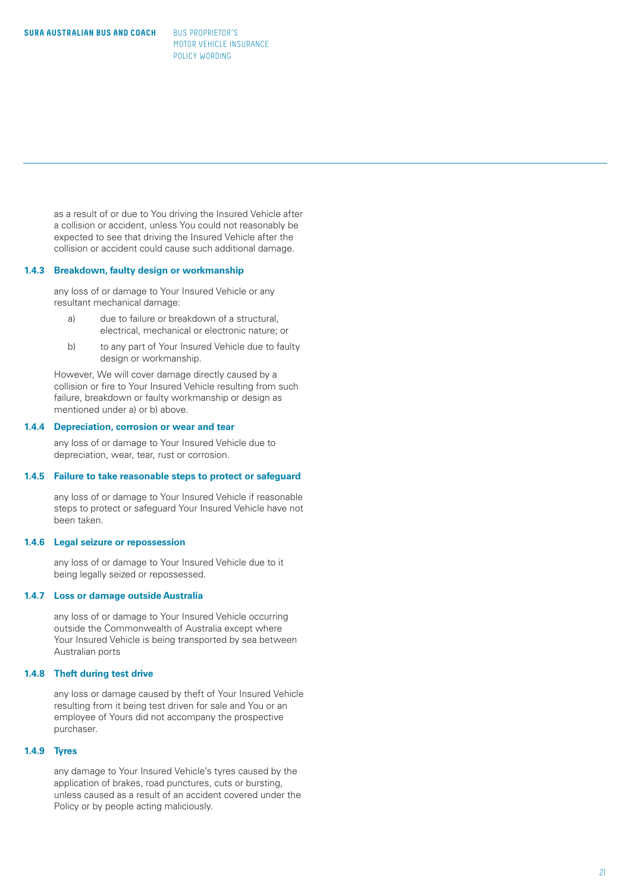as a result of or due to You driving the Insured Vehicle after a collision or accident, unless You could not reasonably be expected to see that driving the Insured Vehicle after the collision or accident could cause such additional damage.

#### 1.4.3 Breakdown, faulty design or workmanship

any loss of or damage to Your Insured Vehicle or any resultant mechanical damage:

a) due to failure or breakdown of a structural, electrical, mechanical or electronic nature; or

b) to any part of Your Insured Vehicle due to faulty design or workmanship.

However, We will cover damage directly caused by a collision or fire to Your Insured Vehicle resulting from such failure, breakdown or faulty workmanship or design as mentioned under a) or b) above.

#### 1.4.4 Depreciation, corrosion or wear and tear

any loss of or damage to Your Insured Vehicle due to depreciation, wear, tear, rust or corrosion.

#### 1.4.5 Failure to take reasonable steps to protect or safeguard

any loss of or damage to Your Insured Vehicle if reasonable steps to protect or safeguard Your Insured Vehicle have not been taken.

#### 1.4.6 Legal seizure or repossession

any loss of or damage to Your Insured Vehicle due to it being legally seized or repossessed.

#### 1.4.7 Loss or damage outside Australia

any loss of or damage to Your Insured Vehicle occurring outside the Commonwealth of Australia except where Your Insured Vehicle is being transported by sea between Australian ports

#### 1.4.8 Theft during test drive

any loss or damage caused by theft of Your Insured Vehicle resulting from it being test driven for sale and You or an employee of Yours did not accompany the prospective purchaser.

#### 1.4.9 Tyres

any damage to Your Insured Vehicle's tyres caused by the application of brakes, road punctures, cuts or bursting, unless caused as a result of an accident covered under the Policy or by people acting maliciously.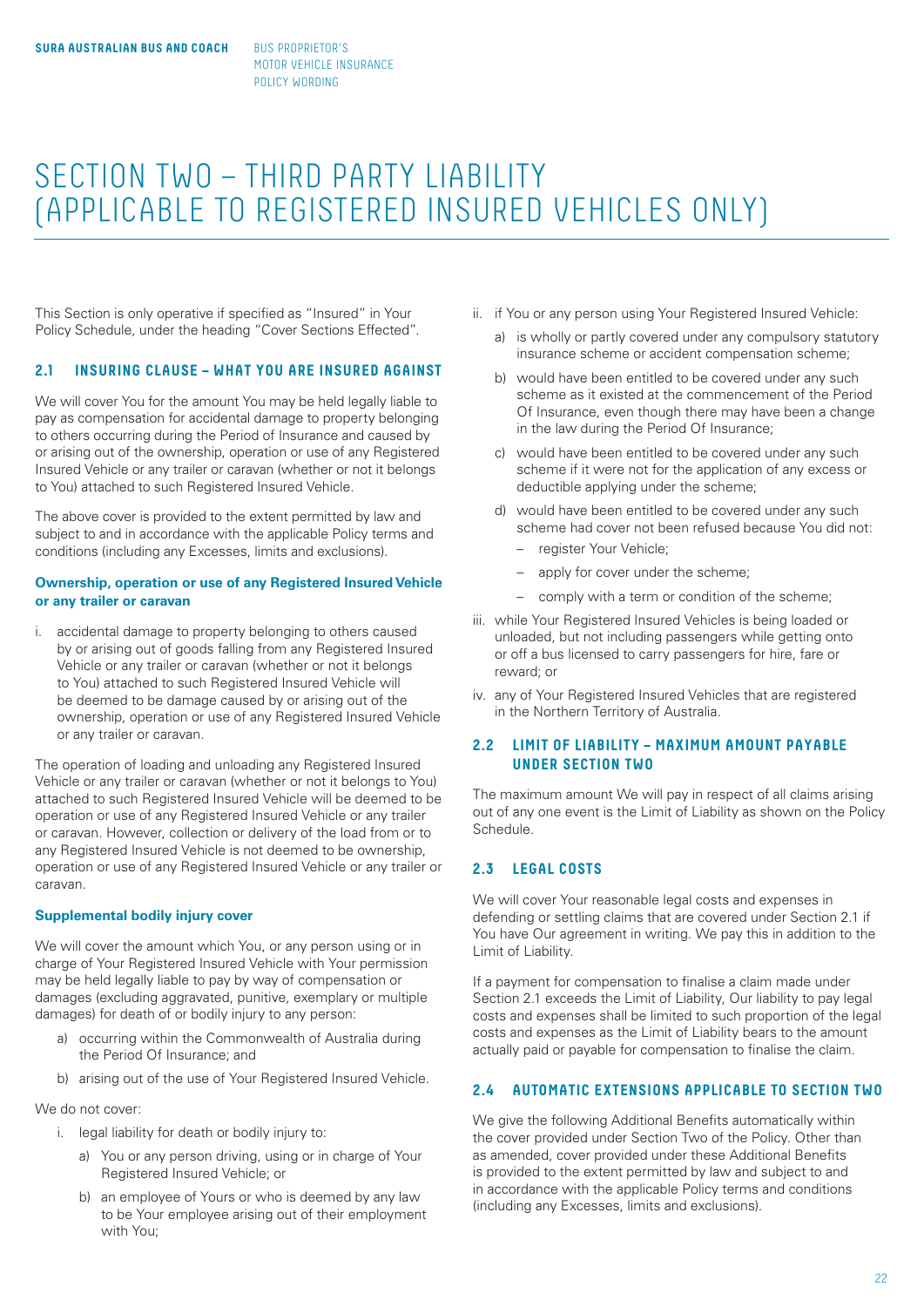# SECTION TWO – THIRD PARTY LIABILITY (APPLICABLE TO REGISTERED INSURED VEHICLES ONLY)

This Section is only operative if specified as "Insured" in Your Policy Schedule, under the heading "Cover Sections Effected".

## 2.1 INSURING CLAUSE – WHAT YOU ARE INSURED AGAINST

We will cover You for the amount You may be held legally liable to pay as compensation for accidental damage to property belonging to others occurring during the Period of Insurance and caused by or arising out of the ownership, operation or use of any Registered Insured Vehicle or any trailer or caravan (whether or not it belongs to You) attached to such Registered Insured Vehicle.

The above cover is provided to the extent permitted by law and subject to and in accordance with the applicable Policy terms and conditions (including any Excesses, limits and exclusions).

**Ownership, operation or use of any Registered Insured Vehicle or any trailer or caravan**

i. accidental damage to property belonging to others caused by or arising out of goods falling from any Registered Insured Vehicle or any trailer or caravan (whether or not it belongs to You) attached to such Registered Insured Vehicle will be deemed to be damage caused by or arising out of the ownership, operation or use of any Registered Insured Vehicle or any trailer or caravan.

The operation of loading and unloading any Registered Insured Vehicle or any trailer or caravan (whether or not it belongs to You) attached to such Registered Insured Vehicle will be deemed to be operation or use of any Registered Insured Vehicle or any trailer or caravan. However, collection or delivery of the load from or to any Registered Insured Vehicle is not deemed to be ownership, operation or use of any Registered Insured Vehicle or any trailer or caravan.

**Supplemental bodily injury cover**

We will cover the amount which You, or any person using or in charge of Your Registered Insured Vehicle with Your permission may be held legally liable to pay by way of compensation or damages (excluding aggravated, punitive, exemplary or multiple damages) for death of or bodily injury to any person:

a) occurring within the Commonwealth of Australia during the Period Of Insurance; and
b) arising out of the use of Your Registered Insured Vehicle.

We do not cover:

i. legal liability for death or bodily injury to:
   a) You or any person driving, using or in charge of Your Registered Insured Vehicle; or
   b) an employee of Yours or who is deemed by any law to be Your employee arising out of their employment with You;
ii. if You or any person using Your Registered Insured Vehicle:
   a) is wholly or partly covered under any compulsory statutory insurance scheme or accident compensation scheme;
   b) would have been entitled to be covered under any such scheme as it existed at the commencement of the Period Of Insurance, even though there may have been a change in the law during the Period Of Insurance;
   c) would have been entitled to be covered under any such scheme if it were not for the application of any excess or deductible applying under the scheme;
   d) would have been entitled to be covered under any such scheme had cover not been refused because You did not:
      – register Your Vehicle;
      – apply for cover under the scheme;
      – comply with a term or condition of the scheme;
iii. while Your Registered Insured Vehicles is being loaded or unloaded, but not including passengers while getting onto or off a bus licensed to carry passengers for hire, fare or reward; or
iv. any of Your Registered Insured Vehicles that are registered in the Northern Territory of Australia.

## 2.2 LIMIT OF LIABILITY – MAXIMUM AMOUNT PAYABLE UNDER SECTION TWO

The maximum amount We will pay in respect of all claims arising out of any one event is the Limit of Liability as shown on the Policy Schedule.

## 2.3 LEGAL COSTS

We will cover Your reasonable legal costs and expenses in defending or settling claims that are covered under Section 2.1 if You have Our agreement in writing. We pay this in addition to the Limit of Liability.

If a payment for compensation to finalise a claim made under Section 2.1 exceeds the Limit of Liability, Our liability to pay legal costs and expenses shall be limited to such proportion of the legal costs and expenses as the Limit of Liability bears to the amount actually paid or payable for compensation to finalise the claim.

## 2.4 AUTOMATIC EXTENSIONS APPLICABLE TO SECTION TWO

We give the following Additional Benefits automatically within the cover provided under Section Two of the Policy. Other than as amended, cover provided under these Additional Benefits is provided to the extent permitted by law and subject to and in accordance with the applicable Policy terms and conditions (including any Excesses, limits and exclusions).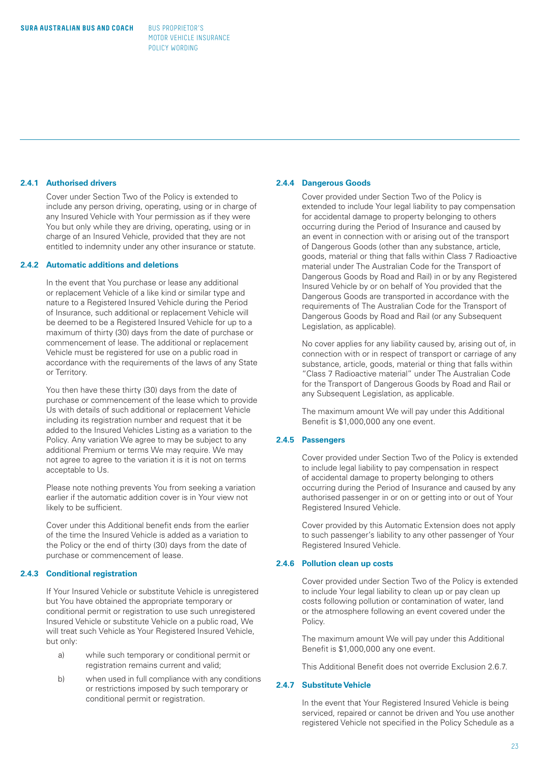### 2.4.1 Authorised drivers

Cover under Section Two of the Policy is extended to include any person driving, operating, using or in charge of any Insured Vehicle with Your permission as if they were You but only while they are driving, operating, using or in charge of an Insured Vehicle, provided that they are not entitled to indemnity under any other insurance or statute.

### 2.4.2 Automatic additions and deletions

In the event that You purchase or lease any additional or replacement Vehicle of a like kind or similar type and nature to a Registered Insured Vehicle during the Period of Insurance, such additional or replacement Vehicle will be deemed to be a Registered Insured Vehicle for up to a maximum of thirty (30) days from the date of purchase or commencement of lease. The additional or replacement Vehicle must be registered for use on a public road in accordance with the requirements of the laws of any State or Territory.

You then have these thirty (30) days from the date of purchase or commencement of the lease which to provide Us with details of such additional or replacement Vehicle including its registration number and request that it be added to the Insured Vehicles Listing as a variation to the Policy. Any variation We agree to may be subject to any additional Premium or terms We may require. We may not agree to agree to the variation it is it is not on terms acceptable to Us.

Please note nothing prevents You from seeking a variation earlier if the automatic addition cover is in Your view not likely to be sufficient.

Cover under this Additional benefit ends from the earlier of the time the Insured Vehicle is added as a variation to the Policy or the end of thirty (30) days from the date of purchase or commencement of lease.

### 2.4.3 Conditional registration

If Your Insured Vehicle or substitute Vehicle is unregistered but You have obtained the appropriate temporary or conditional permit or registration to use such unregistered Insured Vehicle or substitute Vehicle on a public road, We will treat such Vehicle as Your Registered Insured Vehicle, but only:

a) while such temporary or conditional permit or registration remains current and valid;

b) when used in full compliance with any conditions or restrictions imposed by such temporary or conditional permit or registration.

### 2.4.4 Dangerous Goods

Cover provided under Section Two of the Policy is extended to include Your legal liability to pay compensation for accidental damage to property belonging to others occurring during the Period of Insurance and caused by an event in connection with or arising out of the transport of Dangerous Goods (other than any substance, article, goods, material or thing that falls within Class 7 Radioactive material under The Australian Code for the Transport of Dangerous Goods by Road and Rail) in or by any Registered Insured Vehicle by or on behalf of You provided that the Dangerous Goods are transported in accordance with the requirements of The Australian Code for the Transport of Dangerous Goods by Road and Rail (or any Subsequent Legislation, as applicable).

No cover applies for any liability caused by, arising out of, in connection with or in respect of transport or carriage of any substance, article, goods, material or thing that falls within "Class 7 Radioactive material" under The Australian Code for the Transport of Dangerous Goods by Road and Rail or any Subsequent Legislation, as applicable.

The maximum amount We will pay under this Additional Benefit is $1,000,000 any one event.

### 2.4.5 Passengers

Cover provided under Section Two of the Policy is extended to include legal liability to pay compensation in respect of accidental damage to property belonging to others occurring during the Period of Insurance and caused by any authorised passenger in or on or getting into or out of Your Registered Insured Vehicle.

Cover provided by this Automatic Extension does not apply to such passenger's liability to any other passenger of Your Registered Insured Vehicle.

### 2.4.6 Pollution clean up costs

Cover provided under Section Two of the Policy is extended to include Your legal liability to clean up or pay clean up costs following pollution or contamination of water, land or the atmosphere following an event covered under the Policy.

The maximum amount We will pay under this Additional Benefit is $1,000,000 any one event.

This Additional Benefit does not override Exclusion 2.6.7.

### 2.4.7 Substitute Vehicle

In the event that Your Registered Insured Vehicle is being serviced, repaired or cannot be driven and You use another registered Vehicle not specified in the Policy Schedule as a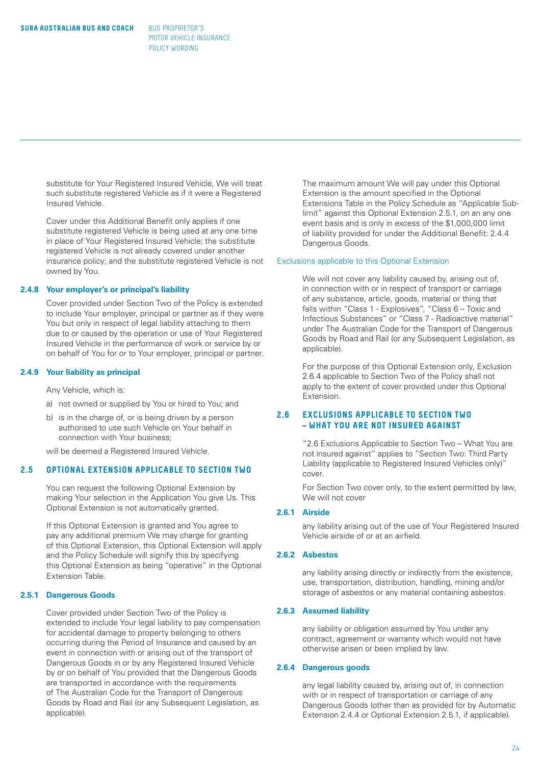substitute for Your Registered Insured Vehicle, We will treat such substitute registered Vehicle as if it were a Registered Insured Vehicle.

Cover under this Additional Benefit only applies if one substitute registered Vehicle is being used at any one time in place of Your Registered Insured Vehicle; the substitute registered Vehicle is not already covered under another insurance policy; and the substitute registered Vehicle is not owned by You.

### 2.4.8 Your employer's or principal's liability

Cover provided under Section Two of the Policy is extended to include Your employer, principal or partner as if they were You but only in respect of legal liability attaching to them due to or caused by the operation or use of Your Registered Insured Vehicle in the performance of work or service by or on behalf of You for or to Your employer, principal or partner.

### 2.4.9 Your liability as principal

Any Vehicle, which is:

a) not owned or supplied by You or hired to You; and

b) is in the charge of, or is being driven by a person authorised to use such Vehicle on Your behalf in connection with Your business;

will be deemed a Registered Insured Vehicle.

## 2.5 OPTIONAL EXTENSION APPLICABLE TO SECTION TWO

You can request the following Optional Extension by making Your selection in the Application You give Us. This Optional Extension is not automatically granted.

If this Optional Extension is granted and You agree to pay any additional premium We may charge for granting of this Optional Extension, this Optional Extension will apply and the Policy Schedule will signify this by specifying this Optional Extension as being "operative" in the Optional Extension Table.

### 2.5.1 Dangerous Goods

Cover provided under Section Two of the Policy is extended to include Your legal liability to pay compensation for accidental damage to property belonging to others occurring during the Period of Insurance and caused by an event in connection with or arising out of the transport of Dangerous Goods in or by any Registered Insured Vehicle by or on behalf of You provided that the Dangerous Goods are transported in accordance with the requirements of The Australian Code for the Transport of Dangerous Goods by Road and Rail (or any Subsequent Legislation, as applicable).

The maximum amount We will pay under this Optional Extension is the amount specified in the Optional Extensions Table in the Policy Schedule as "Applicable Sub-limit" against this Optional Extension 2.5.1, on an any one event basis and is only in excess of the $1,000,000 limit of liability provided for under the Additional Benefit: 2.4.4 Dangerous Goods.

Exclusions applicable to this Optional Extension

We will not cover any liability caused by, arising out of, in connection with or in respect of transport or carriage of any substance, article, goods, material or thing that falls within "Class 1 - Explosives", "Class 6 – Toxic and Infectious Substances" or "Class 7 - Radioactive material" under The Australian Code for the Transport of Dangerous Goods by Road and Rail (or any Subsequent Legislation, as applicable).

For the purpose of this Optional Extension only, Exclusion 2.6.4 applicable to Section Two of the Policy shall not apply to the extent of cover provided under this Optional Extension.

## 2.6 EXCLUSIONS APPLICABLE TO SECTION TWO – WHAT YOU ARE NOT INSURED AGAINST

"2.6 Exclusions Applicable to Section Two – What You are not insured against" applies to "Section Two: Third Party Liability (applicable to Registered Insured Vehicles only)" cover.

For Section Two cover only, to the extent permitted by law, We will not cover

### 2.6.1 Airside

any liability arising out of the use of Your Registered Insured Vehicle airside of or at an airfield.

### 2.6.2 Asbestos

any liability arising directly or indirectly from the existence, use, transportation, distribution, handling, mining and/or storage of asbestos or any material containing asbestos.

### 2.6.3 Assumed liability

any liability or obligation assumed by You under any contract, agreement or warranty which would not have otherwise arisen or been implied by law.

### 2.6.4 Dangerous goods

any legal liability caused by, arising out of, in connection with or in respect of transportation or carriage of any Dangerous Goods (other than as provided for by Automatic Extension 2.4.4 or Optional Extension 2.5.1, if applicable).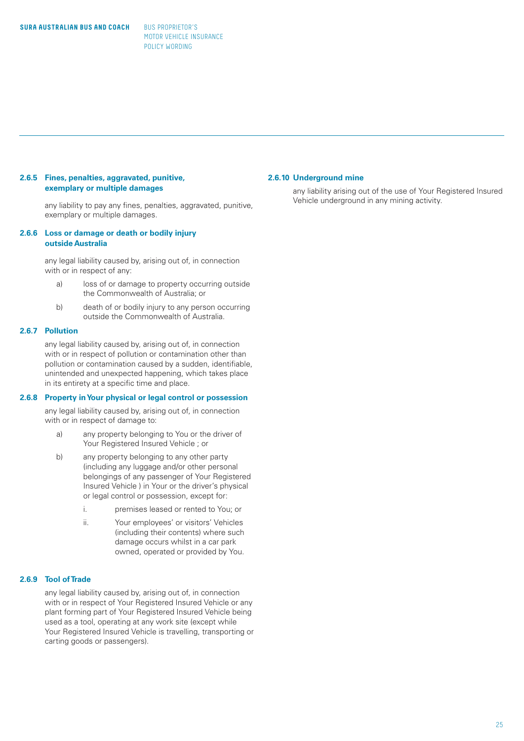#### 2.6.5 Fines, penalties, aggravated, punitive, exemplary or multiple damages

any liability to pay any fines, penalties, aggravated, punitive, exemplary or multiple damages.

#### 2.6.6 Loss or damage or death or bodily injury outside Australia

any legal liability caused by, arising out of, in connection with or in respect of any:

a) loss of or damage to property occurring outside the Commonwealth of Australia; or

b) death of or bodily injury to any person occurring outside the Commonwealth of Australia.

#### 2.6.7 Pollution

any legal liability caused by, arising out of, in connection with or in respect of pollution or contamination other than pollution or contamination caused by a sudden, identifiable, unintended and unexpected happening, which takes place in its entirety at a specific time and place.

#### 2.6.8 Property in Your physical or legal control or possession

any legal liability caused by, arising out of, in connection with or in respect of damage to:

a) any property belonging to You or the driver of Your Registered Insured Vehicle ; or

b) any property belonging to any other party (including any luggage and/or other personal belongings of any passenger of Your Registered Insured Vehicle ) in Your or the driver's physical or legal control or possession, except for:

   i. premises leased or rented to You; or

   ii. Your employees' or visitors' Vehicles (including their contents) where such damage occurs whilst in a car park owned, operated or provided by You.

#### 2.6.9 Tool of Trade

any legal liability caused by, arising out of, in connection with or in respect of Your Registered Insured Vehicle or any plant forming part of Your Registered Insured Vehicle being used as a tool, operating at any work site (except while Your Registered Insured Vehicle is travelling, transporting or carting goods or passengers).

#### 2.6.10 Underground mine

any liability arising out of the use of Your Registered Insured Vehicle underground in any mining activity.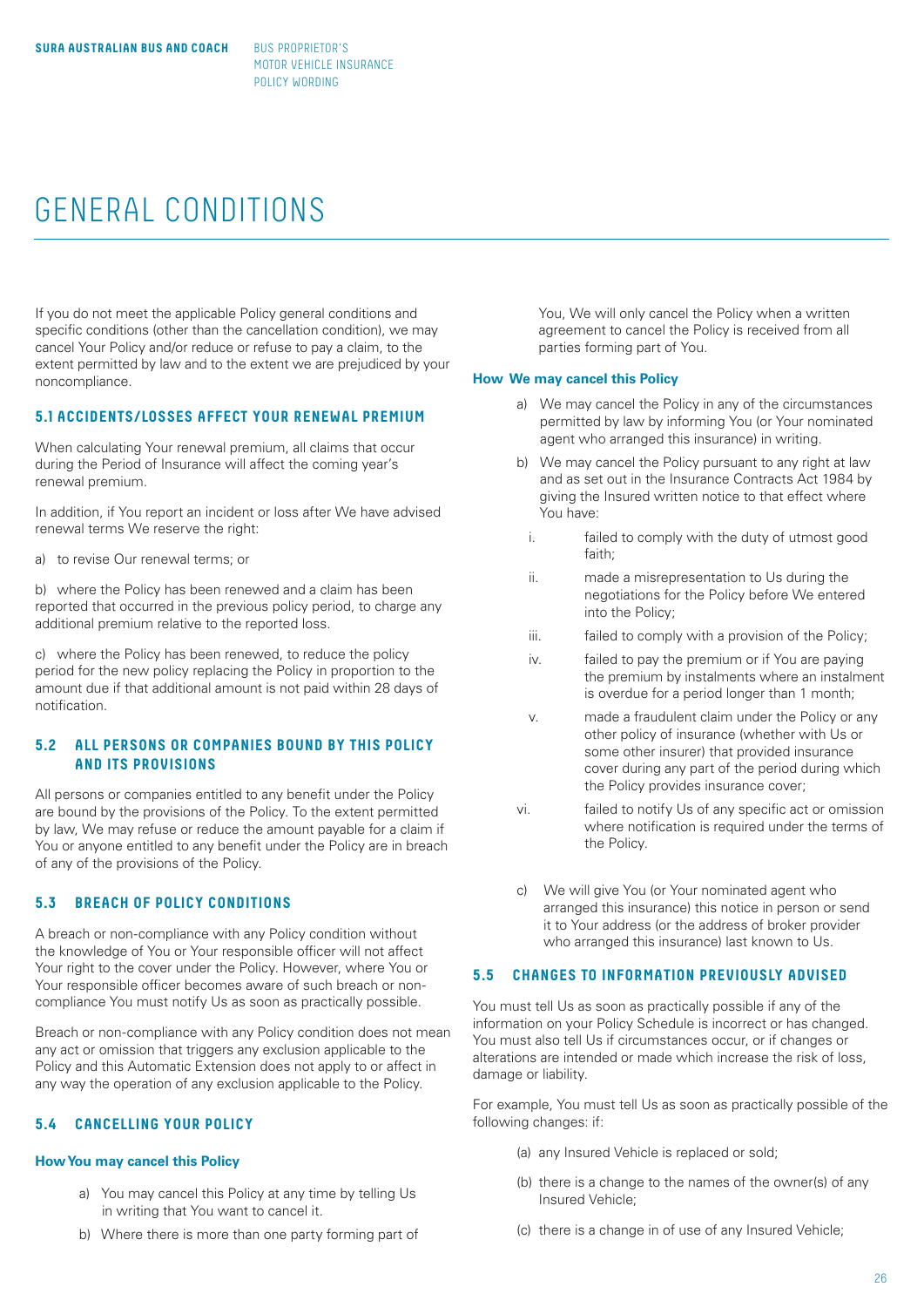# GENERAL CONDITIONS

If you do not meet the applicable Policy general conditions and specific conditions (other than the cancellation condition), we may cancel Your Policy and/or reduce or refuse to pay a claim, to the extent permitted by law and to the extent we are prejudiced by your noncompliance.

## 5.1 ACCIDENTS/LOSSES AFFECT YOUR RENEWAL PREMIUM

When calculating Your renewal premium, all claims that occur during the Period of Insurance will affect the coming year's renewal premium.

In addition, if You report an incident or loss after We have advised renewal terms We reserve the right:

a) to revise Our renewal terms; or

b) where the Policy has been renewed and a claim has been reported that occurred in the previous policy period, to charge any additional premium relative to the reported loss.

c) where the Policy has been renewed, to reduce the policy period for the new policy replacing the Policy in proportion to the amount due if that additional amount is not paid within 28 days of notification.

## 5.2 ALL PERSONS OR COMPANIES BOUND BY THIS POLICY AND ITS PROVISIONS

All persons or companies entitled to any benefit under the Policy are bound by the provisions of the Policy. To the extent permitted by law, We may refuse or reduce the amount payable for a claim if You or anyone entitled to any benefit under the Policy are in breach of any of the provisions of the Policy.

## 5.3 BREACH OF POLICY CONDITIONS

A breach or non-compliance with any Policy condition without the knowledge of You or Your responsible officer will not affect Your right to the cover under the Policy. However, where You or Your responsible officer becomes aware of such breach or non-compliance You must notify Us as soon as practically possible.

Breach or non-compliance with any Policy condition does not mean any act or omission that triggers any exclusion applicable to the Policy and this Automatic Extension does not apply to or affect in any way the operation of any exclusion applicable to the Policy.

## 5.4 CANCELLING YOUR POLICY

**How You may cancel this Policy**

a) You may cancel this Policy at any time by telling Us in writing that You want to cancel it.

b) Where there is more than one party forming part of You, We will only cancel the Policy when a written agreement to cancel the Policy is received from all parties forming part of You.

**How We may cancel this Policy**

a) We may cancel the Policy in any of the circumstances permitted by law by informing You (or Your nominated agent who arranged this insurance) in writing.

b) We may cancel the Policy pursuant to any right at law and as set out in the Insurance Contracts Act 1984 by giving the Insured written notice to that effect where You have:

i. failed to comply with the duty of utmost good faith;

ii. made a misrepresentation to Us during the negotiations for the Policy before We entered into the Policy;

iii. failed to comply with a provision of the Policy;

iv. failed to pay the premium or if You are paying the premium by instalments where an instalment is overdue for a period longer than 1 month;

v. made a fraudulent claim under the Policy or any other policy of insurance (whether with Us or some other insurer) that provided insurance cover during any part of the period during which the Policy provides insurance cover;

vi. failed to notify Us of any specific act or omission where notification is required under the terms of the Policy.

c) We will give You (or Your nominated agent who arranged this insurance) this notice in person or send it to Your address (or the address of broker provider who arranged this insurance) last known to Us.

## 5.5 CHANGES TO INFORMATION PREVIOUSLY ADVISED

You must tell Us as soon as practically possible if any of the information on your Policy Schedule is incorrect or has changed. You must also tell Us if circumstances occur, or if changes or alterations are intended or made which increase the risk of loss, damage or liability.

For example, You must tell Us as soon as practically possible of the following changes: if:

(a) any Insured Vehicle is replaced or sold;

(b) there is a change to the names of the owner(s) of any Insured Vehicle;

(c) there is a change in of use of any Insured Vehicle;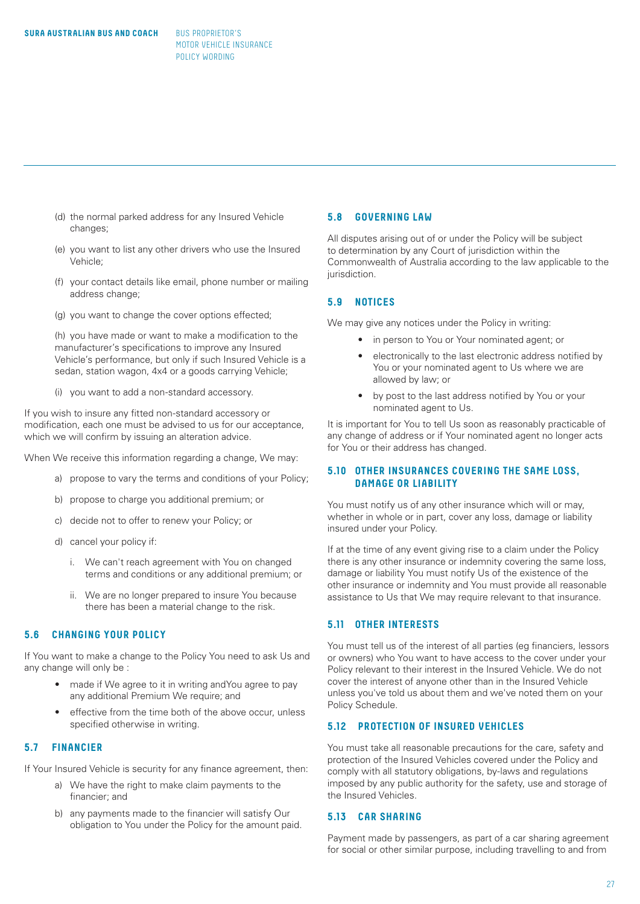(d) the normal parked address for any Insured Vehicle changes;

(e) you want to list any other drivers who use the Insured Vehicle;

(f) your contact details like email, phone number or mailing address change;

(g) you want to change the cover options effected;

(h) you have made or want to make a modification to the manufacturer's specifications to improve any Insured Vehicle's performance, but only if such Insured Vehicle is a sedan, station wagon, 4x4 or a goods carrying Vehicle;

(i) you want to add a non-standard accessory.

If you wish to insure any fitted non-standard accessory or modification, each one must be advised to us for our acceptance, which we will confirm by issuing an alteration advice.

When We receive this information regarding a change, We may:

a) propose to vary the terms and conditions of your Policy;

b) propose to charge you additional premium; or

c) decide not to offer to renew your Policy; or

d) cancel your policy if:

   i. We can't reach agreement with You on changed terms and conditions or any additional premium; or

   ii. We are no longer prepared to insure You because there has been a material change to the risk.

## 5.6 CHANGING YOUR POLICY

If You want to make a change to the Policy You need to ask Us and any change will only be :

- made if We agree to it in writing andYou agree to pay any additional Premium We require; and
- effective from the time both of the above occur, unless specified otherwise in writing.

## 5.7 FINANCIER

If Your Insured Vehicle is security for any finance agreement, then:

a) We have the right to make claim payments to the financier; and

b) any payments made to the financier will satisfy Our obligation to You under the Policy for the amount paid.

## 5.8 GOVERNING LAW

All disputes arising out of or under the Policy will be subject to determination by any Court of jurisdiction within the Commonwealth of Australia according to the law applicable to the jurisdiction.

## 5.9 NOTICES

We may give any notices under the Policy in writing:

- in person to You or Your nominated agent; or
- electronically to the last electronic address notified by You or your nominated agent to Us where we are allowed by law; or
- by post to the last address notified by You or your nominated agent to Us.

It is important for You to tell Us soon as reasonably practicable of any change of address or if Your nominated agent no longer acts for You or their address has changed.

## 5.10 OTHER INSURANCES COVERING THE SAME LOSS, DAMAGE OR LIABILITY

You must notify us of any other insurance which will or may, whether in whole or in part, cover any loss, damage or liability insured under your Policy.

If at the time of any event giving rise to a claim under the Policy there is any other insurance or indemnity covering the same loss, damage or liability You must notify Us of the existence of the other insurance or indemnity and You must provide all reasonable assistance to Us that We may require relevant to that insurance.

## 5.11 OTHER INTERESTS

You must tell us of the interest of all parties (eg financiers, lessors or owners) who You want to have access to the cover under your Policy relevant to their interest in the Insured Vehicle. We do not cover the interest of anyone other than in the Insured Vehicle unless you've told us about them and we've noted them on your Policy Schedule.

## 5.12 PROTECTION OF INSURED VEHICLES

You must take all reasonable precautions for the care, safety and protection of the Insured Vehicles covered under the Policy and comply with all statutory obligations, by-laws and regulations imposed by any public authority for the safety, use and storage of the Insured Vehicles.

## 5.13 CAR SHARING

Payment made by passengers, as part of a car sharing agreement for social or other similar purpose, including travelling to and from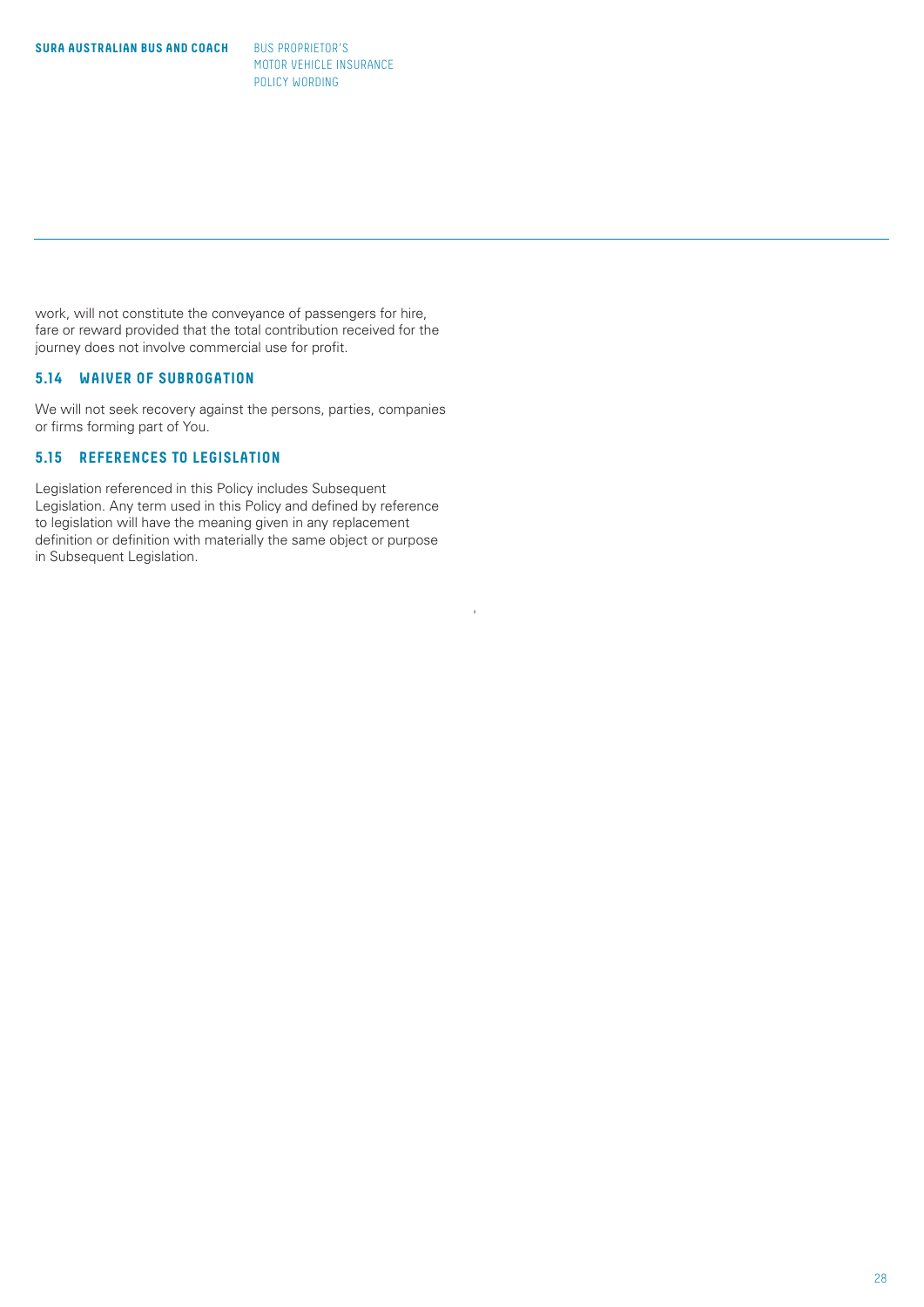work, will not constitute the conveyance of passengers for hire, fare or reward provided that the total contribution received for the journey does not involve commercial use for profit.

### 5.14 WAIVER OF SUBROGATION

We will not seek recovery against the persons, parties, companies or firms forming part of You.

### 5.15 REFERENCES TO LEGISLATION

Legislation referenced in this Policy includes Subsequent Legislation. Any term used in this Policy and defined by reference to legislation will have the meaning given in any replacement definition or definition with materially the same object or purpose in Subsequent Legislation.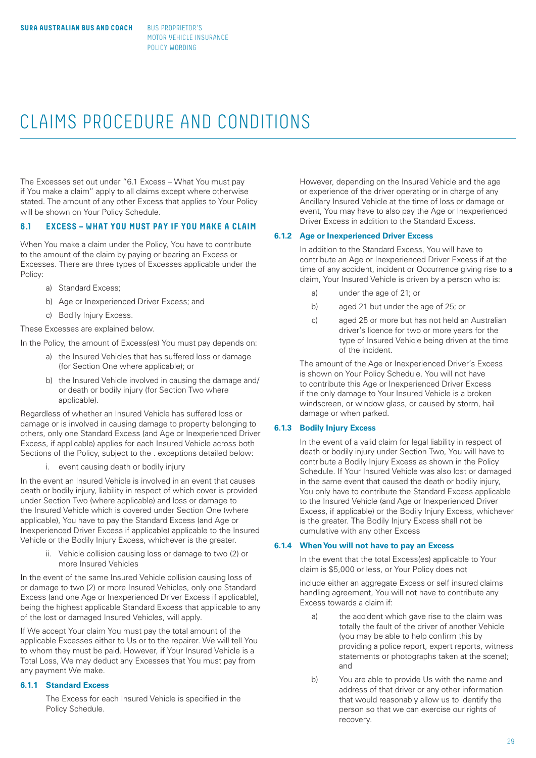// CLAIMS PROCEDURE AND CONDITIONS

# CLAIMS PROCEDURE AND CONDITIONS

The Excesses set out under "6.1 Excess – What You must pay if You make a claim" apply to all claims except where otherwise stated. The amount of any other Excess that applies to Your Policy will be shown on Your Policy Schedule.

## 6.1 EXCESS – WHAT YOU MUST PAY IF YOU MAKE A CLAIM

When You make a claim under the Policy, You have to contribute to the amount of the claim by paying or bearing an Excess or Excesses. There are three types of Excesses applicable under the Policy:

a) Standard Excess;

b) Age or Inexperienced Driver Excess; and

c) Bodily Injury Excess.

These Excesses are explained below.

In the Policy, the amount of Excess(es) You must pay depends on:

a) the Insured Vehicles that has suffered loss or damage (for Section One where applicable); or

b) the Insured Vehicle involved in causing the damage and/or death or bodily injury (for Section Two where applicable).

Regardless of whether an Insured Vehicle has suffered loss or damage or is involved in causing damage to property belonging to others, only one Standard Excess (and Age or Inexperienced Driver Excess, if applicable) applies for each Insured Vehicle across both Sections of the Policy, subject to the . exceptions detailed below:

i. event causing death or bodily injury

In the event an Insured Vehicle is involved in an event that causes death or bodily injury, liability in respect of which cover is provided under Section Two (where applicable) and loss or damage to the Insured Vehicle which is covered under Section One (where applicable), You have to pay the Standard Excess (and Age or Inexperienced Driver Excess if applicable) applicable to the Insured Vehicle or the Bodily Injury Excess, whichever is the greater.

ii. Vehicle collision causing loss or damage to two (2) or more Insured Vehicles

In the event of the same Insured Vehicle collision causing loss of or damage to two (2) or more Insured Vehicles, only one Standard Excess (and one Age or Inexperienced Driver Excess if applicable), being the highest applicable Standard Excess that applicable to any of the lost or damaged Insured Vehicles, will apply.

If We accept Your claim You must pay the total amount of the applicable Excesses either to Us or to the repairer. We will tell You to whom they must be paid. However, if Your Insured Vehicle is a Total Loss, We may deduct any Excesses that You must pay from any payment We make.

### 6.1.1 Standard Excess

The Excess for each Insured Vehicle is specified in the Policy Schedule.

However, depending on the Insured Vehicle and the age or experience of the driver operating or in charge of any Ancillary Insured Vehicle at the time of loss or damage or event, You may have to also pay the Age or Inexperienced Driver Excess in addition to the Standard Excess.

### 6.1.2 Age or Inexperienced Driver Excess

In addition to the Standard Excess, You will have to contribute an Age or Inexperienced Driver Excess if at the time of any accident, incident or Occurrence giving rise to a claim, Your Insured Vehicle is driven by a person who is:

a) under the age of 21; or

b) aged 21 but under the age of 25; or

c) aged 25 or more but has not held an Australian driver's licence for two or more years for the type of Insured Vehicle being driven at the time of the incident.

The amount of the Age or Inexperienced Driver's Excess is shown on Your Policy Schedule. You will not have to contribute this Age or Inexperienced Driver Excess if the only damage to Your Insured Vehicle is a broken windscreen, or window glass, or caused by storm, hail damage or when parked.

### 6.1.3 Bodily Injury Excess

In the event of a valid claim for legal liability in respect of death or bodily injury under Section Two, You will have to contribute a Bodily Injury Excess as shown in the Policy Schedule. If Your Insured Vehicle was also lost or damaged in the same event that caused the death or bodily injury, You only have to contribute the Standard Excess applicable to the Insured Vehicle (and Age or Inexperienced Driver Excess, if applicable) or the Bodily Injury Excess, whichever is the greater. The Bodily Injury Excess shall not be cumulative with any other Excess

### 6.1.4 When You will not have to pay an Excess

In the event that the total Excess(es) applicable to Your claim is $5,000 or less, or Your Policy does not

include either an aggregate Excess or self insured claims handling agreement, You will not have to contribute any Excess towards a claim if:

a) the accident which gave rise to the claim was totally the fault of the driver of another Vehicle (you may be able to help confirm this by providing a police report, expert reports, witness statements or photographs taken at the scene); and

b) You are able to provide Us with the name and address of that driver or any other information that would reasonably allow us to identify the person so that we can exercise our rights of recovery.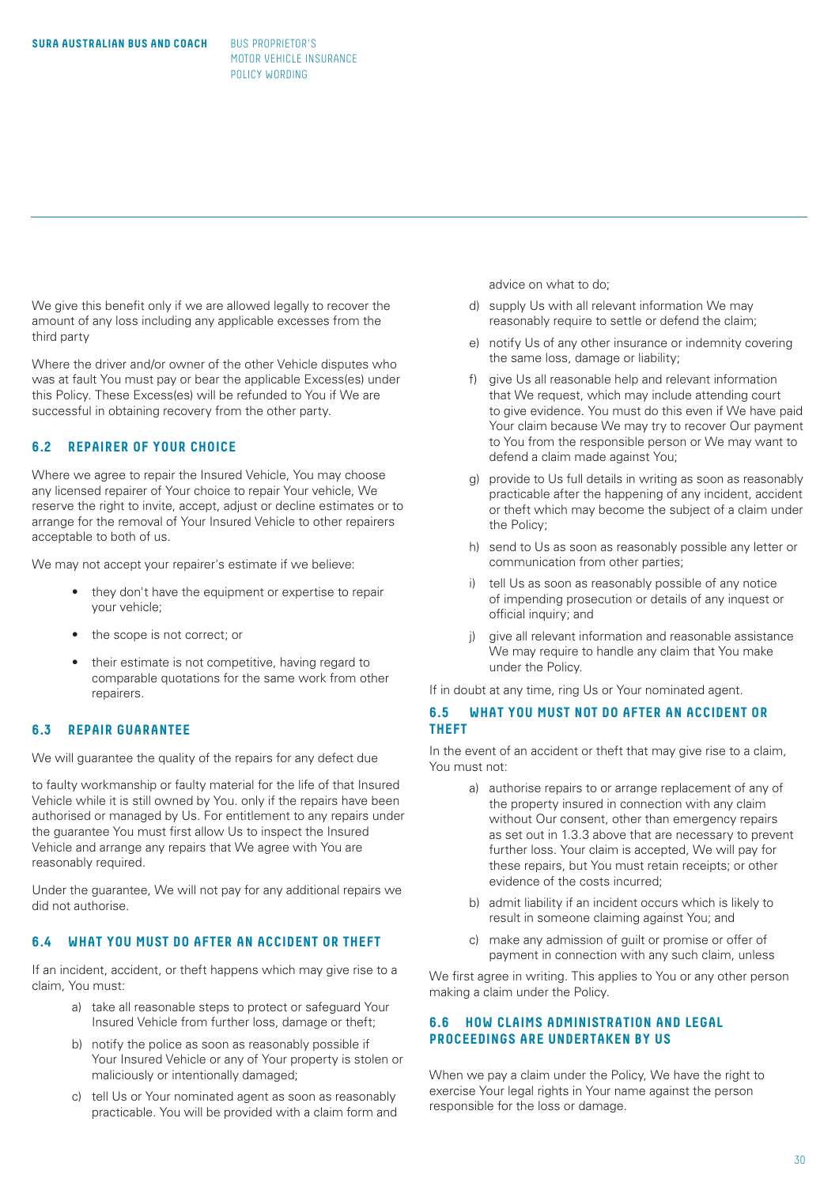We give this benefit only if we are allowed legally to recover the amount of any loss including any applicable excesses from the third party

Where the driver and/or owner of the other Vehicle disputes who was at fault You must pay or bear the applicable Excess(es) under this Policy. These Excess(es) will be refunded to You if We are successful in obtaining recovery from the other party.

## 6.2 REPAIRER OF YOUR CHOICE

Where we agree to repair the Insured Vehicle, You may choose any licensed repairer of Your choice to repair Your vehicle, We reserve the right to invite, accept, adjust or decline estimates or to arrange for the removal of Your Insured Vehicle to other repairers acceptable to both of us.

We may not accept your repairer's estimate if we believe:

- they don't have the equipment or expertise to repair your vehicle;
- the scope is not correct; or
- their estimate is not competitive, having regard to comparable quotations for the same work from other repairers.

## 6.3 REPAIR GUARANTEE

We will guarantee the quality of the repairs for any defect due

to faulty workmanship or faulty material for the life of that Insured Vehicle while it is still owned by You. only if the repairs have been authorised or managed by Us. For entitlement to any repairs under the guarantee You must first allow Us to inspect the Insured Vehicle and arrange any repairs that We agree with You are reasonably required.

Under the guarantee, We will not pay for any additional repairs we did not authorise.

## 6.4 WHAT YOU MUST DO AFTER AN ACCIDENT OR THEFT

If an incident, accident, or theft happens which may give rise to a claim, You must:

a) take all reasonable steps to protect or safeguard Your Insured Vehicle from further loss, damage or theft;
b) notify the police as soon as reasonably possible if Your Insured Vehicle or any of Your property is stolen or maliciously or intentionally damaged;
c) tell Us or Your nominated agent as soon as reasonably practicable. You will be provided with a claim form and advice on what to do;
d) supply Us with all relevant information We may reasonably require to settle or defend the claim;
e) notify Us of any other insurance or indemnity covering the same loss, damage or liability;
f) give Us all reasonable help and relevant information that We request, which may include attending court to give evidence. You must do this even if We have paid Your claim because We may try to recover Our payment to You from the responsible person or We may want to defend a claim made against You;
g) provide to Us full details in writing as soon as reasonably practicable after the happening of any incident, accident or theft which may become the subject of a claim under the Policy;
h) send to Us as soon as reasonably possible any letter or communication from other parties;
i) tell Us as soon as reasonably possible of any notice of impending prosecution or details of any inquest or official inquiry; and
j) give all relevant information and reasonable assistance We may require to handle any claim that You make under the Policy.

If in doubt at any time, ring Us or Your nominated agent.

## 6.5 WHAT YOU MUST NOT DO AFTER AN ACCIDENT OR THEFT

In the event of an accident or theft that may give rise to a claim, You must not:

a) authorise repairs to or arrange replacement of any of the property insured in connection with any claim without Our consent, other than emergency repairs as set out in 1.3.3 above that are necessary to prevent further loss. Your claim is accepted, We will pay for these repairs, but You must retain receipts; or other evidence of the costs incurred;
b) admit liability if an incident occurs which is likely to result in someone claiming against You; and
c) make any admission of guilt or promise or offer of payment in connection with any such claim, unless

We first agree in writing. This applies to You or any other person making a claim under the Policy.

## 6.6 HOW CLAIMS ADMINISTRATION AND LEGAL PROCEEDINGS ARE UNDERTAKEN BY US

When we pay a claim under the Policy, We have the right to exercise Your legal rights in Your name against the person responsible for the loss or damage.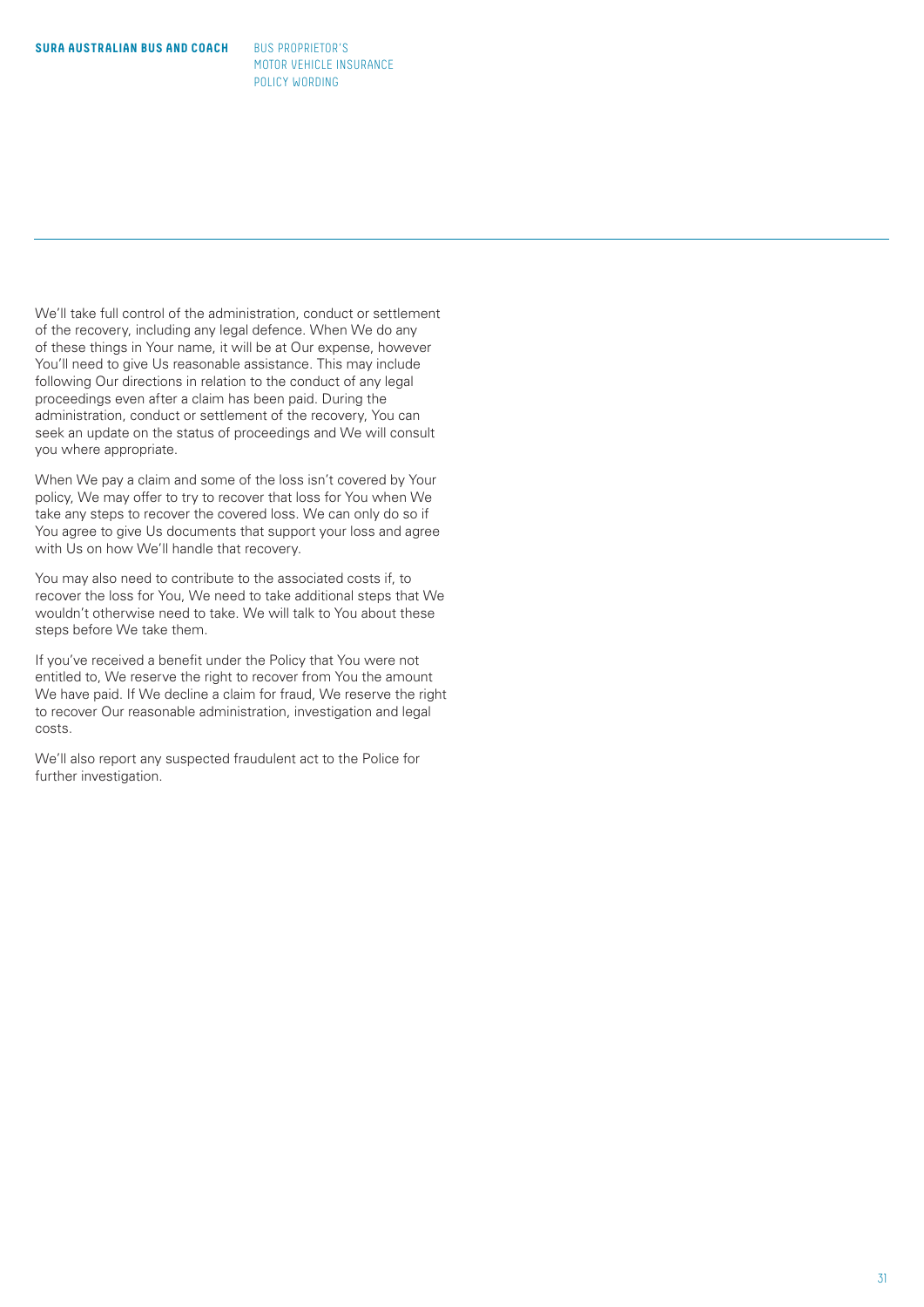We'll take full control of the administration, conduct or settlement of the recovery, including any legal defence. When We do any of these things in Your name, it will be at Our expense, however You'll need to give Us reasonable assistance. This may include following Our directions in relation to the conduct of any legal proceedings even after a claim has been paid. During the administration, conduct or settlement of the recovery, You can seek an update on the status of proceedings and We will consult you where appropriate.

When We pay a claim and some of the loss isn't covered by Your policy, We may offer to try to recover that loss for You when We take any steps to recover the covered loss. We can only do so if You agree to give Us documents that support your loss and agree with Us on how We'll handle that recovery.

You may also need to contribute to the associated costs if, to recover the loss for You, We need to take additional steps that We wouldn't otherwise need to take. We will talk to You about these steps before We take them.

If you've received a benefit under the Policy that You were not entitled to, We reserve the right to recover from You the amount We have paid. If We decline a claim for fraud, We reserve the right to recover Our reasonable administration, investigation and legal costs.

We'll also report any suspected fraudulent act to the Police for further investigation.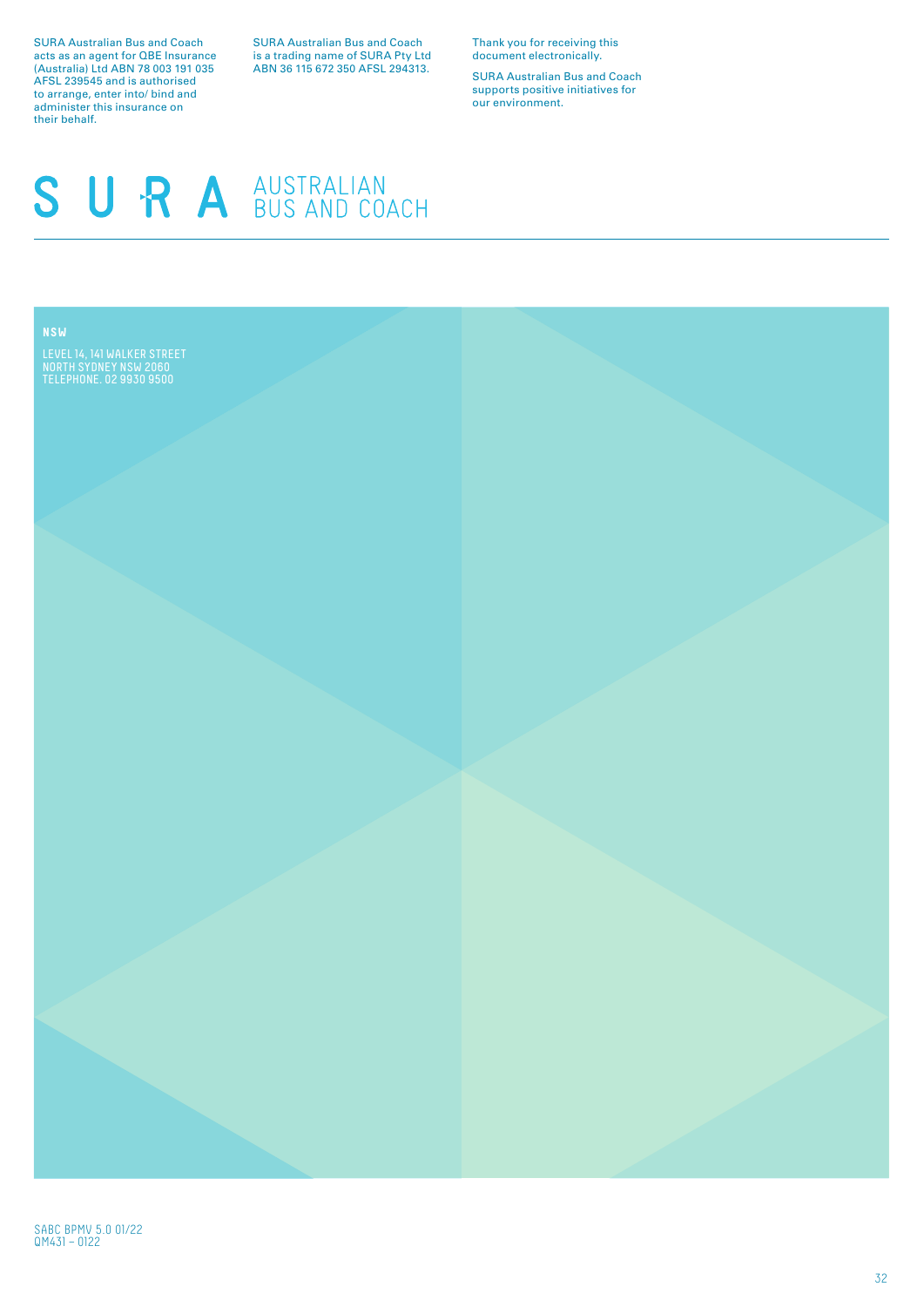SURA Australian Bus and Coach acts as an agent for QBE Insurance (Australia) Ltd ABN 78 003 191 035 AFSL 239545 and is authorised to arrange, enter into/ bind and administer this insurance on their behalf.

SURA Australian Bus and Coach is a trading name of SURA Pty Ltd ABN 36 115 672 350 AFSL 294313.

Thank you for receiving this document electronically.

SURA Australian Bus and Coach supports positive initiatives for our environment.

# SURA AUSTRALIAN BUS AND COACH

**NSW**

LEVEL 14, 141 WALKER STREET
NORTH SYDNEY NSW 2060
TELEPHONE. 02 9930 9500

SABC BPMV 5.0 01/22
QM431 – 0122